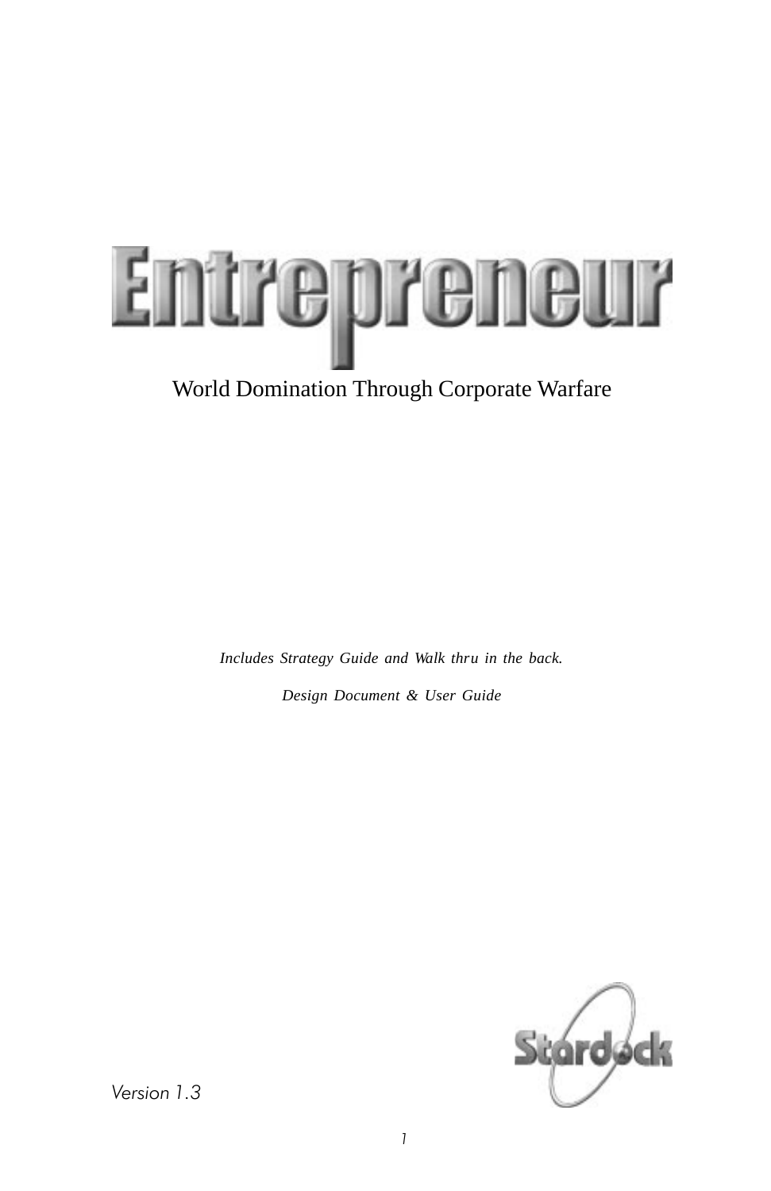# Entrepreneur

World Domination Through Corporate Warfare

*Includes Strategy Guide and Walk thru in the back.*

*Design Document & User Guide*

Stardock

*Version 1.3*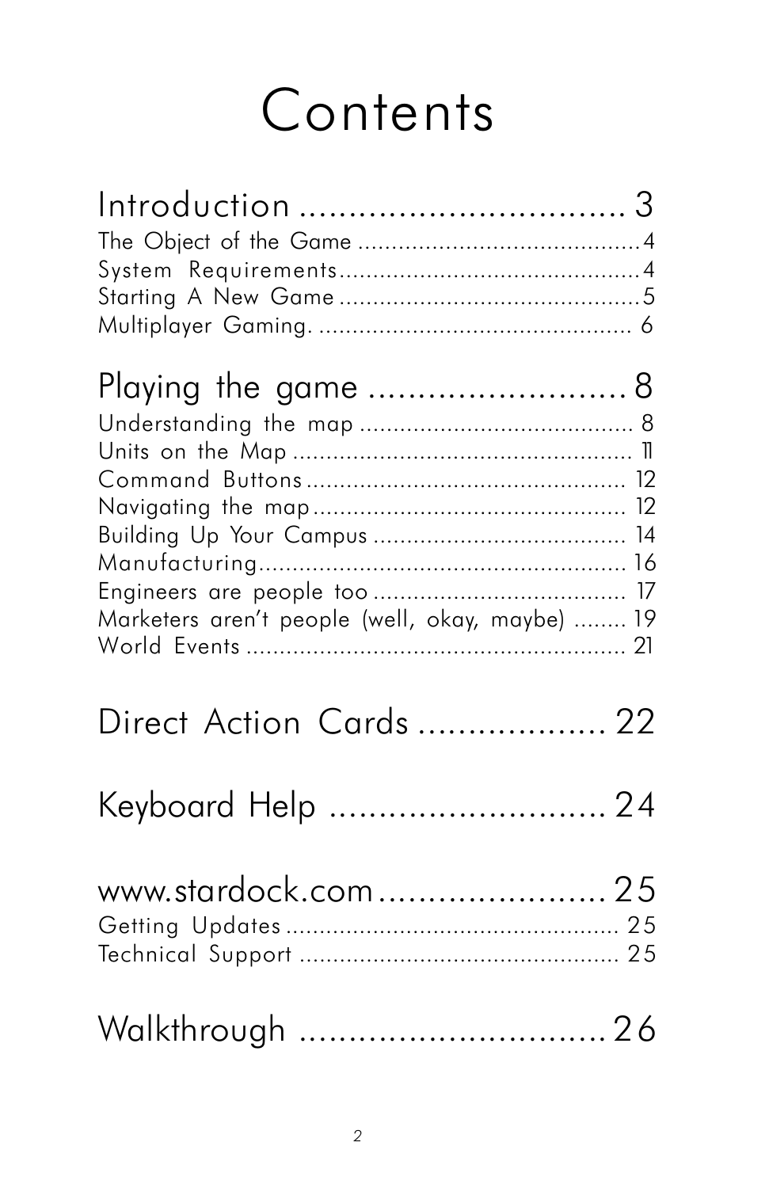# Contents

## Introduction ................................ 3

The Object of the Game ........................................ 4
System Requirements ........................................ 4
Starting A New Game ........................................ 5
Multiplayer Gaming. ........................................ 6

## Playing the game ......................... 8

Understanding the map ........................................ 8
Units on the Map ........................................ 11
Command Buttons ........................................ 12
Navigating the map ........................................ 12
Building Up Your Campus ........................................ 14
Manufacturing ........................................ 16
Engineers are people too ........................................ 17
Marketers aren't people (well, okay, maybe) ........ 19
World Events ........................................ 21

## Direct Action Cards ................... 22

## Keyboard Help ........................... 24

## www.stardock.com ....................... 25

Getting Updates ........................................ 25
Technical Support ........................................ 25

## Walkthrough .............................. 26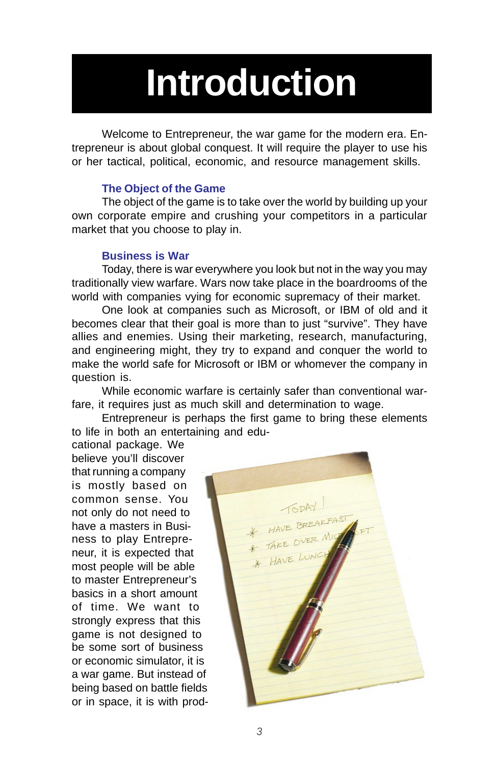# Introduction

Welcome to Entrepreneur, the war game for the modern era. Entrepreneur is about global conquest. It will require the player to use his or her tactical, political, economic, and resource management skills.

### The Object of the Game

The object of the game is to take over the world by building up your own corporate empire and crushing your competitors in a particular market that you choose to play in.

### Business is War

Today, there is war everywhere you look but not in the way you may traditionally view warfare. Wars now take place in the boardrooms of the world with companies vying for economic supremacy of their market.

One look at companies such as Microsoft, or IBM of old and it becomes clear that their goal is more than to just "survive". They have allies and enemies. Using their marketing, research, manufacturing, and engineering might, they try to expand and conquer the world to make the world safe for Microsoft or IBM or whomever the company in question is.

While economic warfare is certainly safer than conventional warfare, it requires just as much skill and determination to wage.

Entrepreneur is perhaps the first game to bring these elements to life in both an entertaining and educational package. We believe you'll discover that running a company is mostly based on common sense. You not only do not need to have a masters in Business to play Entrepreneur, it is expected that most people will be able to master Entrepreneur's basics in a short amount of time. We want to strongly express that this game is not designed to be some sort of business or economic simulator, it is a war game. But instead of being based on battle fields or in space, it is with prod-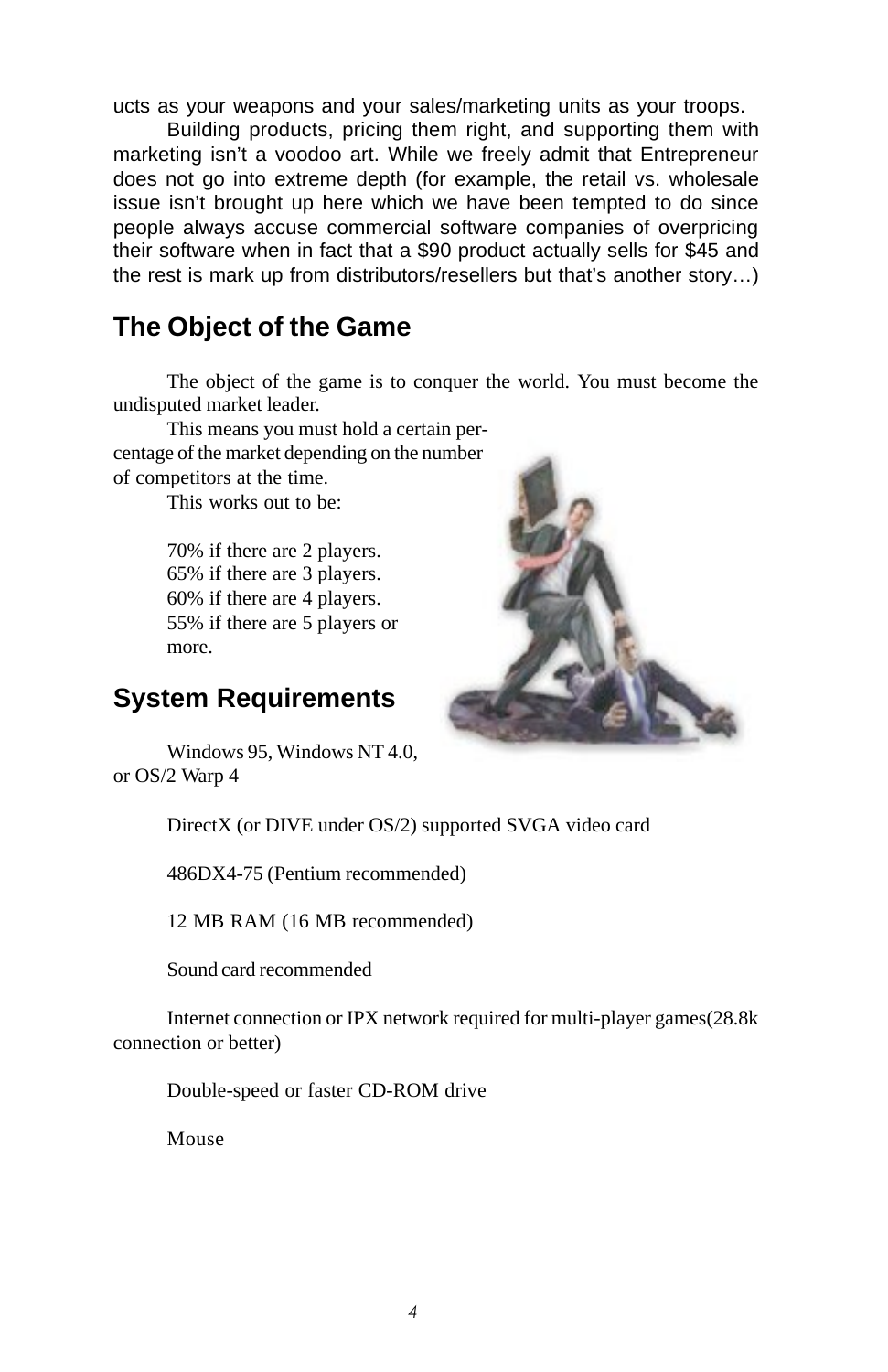ucts as your weapons and your sales/marketing units as your troops.

Building products, pricing them right, and supporting them with marketing isn't a voodoo art. While we freely admit that Entrepreneur does not go into extreme depth (for example, the retail vs. wholesale issue isn't brought up here which we have been tempted to do since people always accuse commercial software companies of overpricing their software when in fact that a $90 product actually sells for $45 and the rest is mark up from distributors/resellers but that's another story…)

## The Object of the Game

The object of the game is to conquer the world. You must become the undisputed market leader.

This means you must hold a certain percentage of the market depending on the number of competitors at the time.

This works out to be:

70% if there are 2 players.
65% if there are 3 players.
60% if there are 4 players.
55% if there are 5 players or more.

## System Requirements

Windows 95, Windows NT 4.0, or OS/2 Warp 4

DirectX (or DIVE under OS/2) supported SVGA video card

486DX4-75 (Pentium recommended)

12 MB RAM (16 MB recommended)

Sound card recommended

Internet connection or IPX network required for multi-player games(28.8k connection or better)

Double-speed or faster CD-ROM drive

Mouse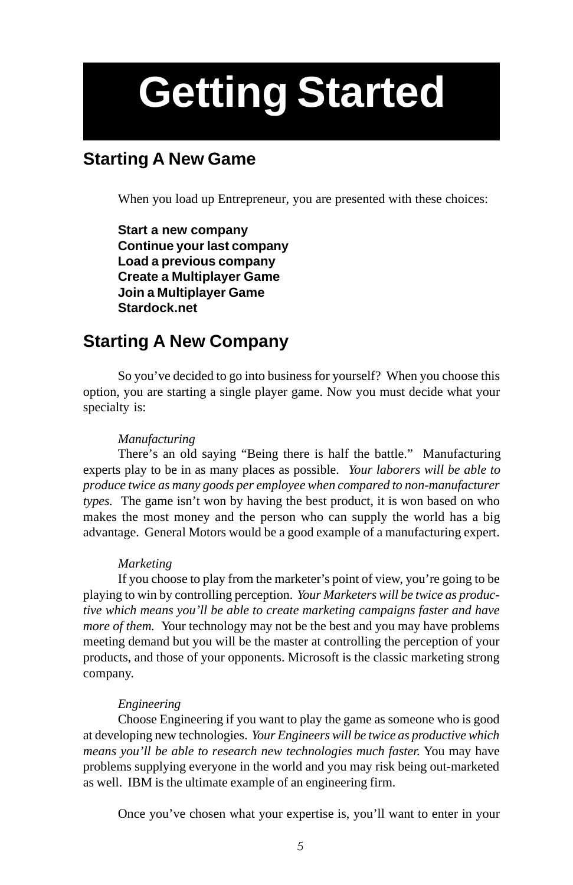# Getting Started

## Starting A New Game

When you load up Entrepreneur, you are presented with these choices:

**Start a new company**
**Continue your last company**
**Load a previous company**
**Create a Multiplayer Game**
**Join a Multiplayer Game**
**Stardock.net**

## Starting A New Company

So you've decided to go into business for yourself? When you choose this option, you are starting a single player game. Now you must decide what your specialty is:

*Manufacturing*

There's an old saying "Being there is half the battle." Manufacturing experts play to be in as many places as possible. *Your laborers will be able to produce twice as many goods per employee when compared to non-manufacturer types.* The game isn't won by having the best product, it is won based on who makes the most money and the person who can supply the world has a big advantage. General Motors would be a good example of a manufacturing expert.

*Marketing*

If you choose to play from the marketer's point of view, you're going to be playing to win by controlling perception. *Your Marketers will be twice as productive which means you'll be able to create marketing campaigns faster and have more of them.* Your technology may not be the best and you may have problems meeting demand but you will be the master at controlling the perception of your products, and those of your opponents. Microsoft is the classic marketing strong company.

*Engineering*

Choose Engineering if you want to play the game as someone who is good at developing new technologies. *Your Engineers will be twice as productive which means you'll be able to research new technologies much faster.* You may have problems supplying everyone in the world and you may risk being out-marketed as well. IBM is the ultimate example of an engineering firm.

Once you've chosen what your expertise is, you'll want to enter in your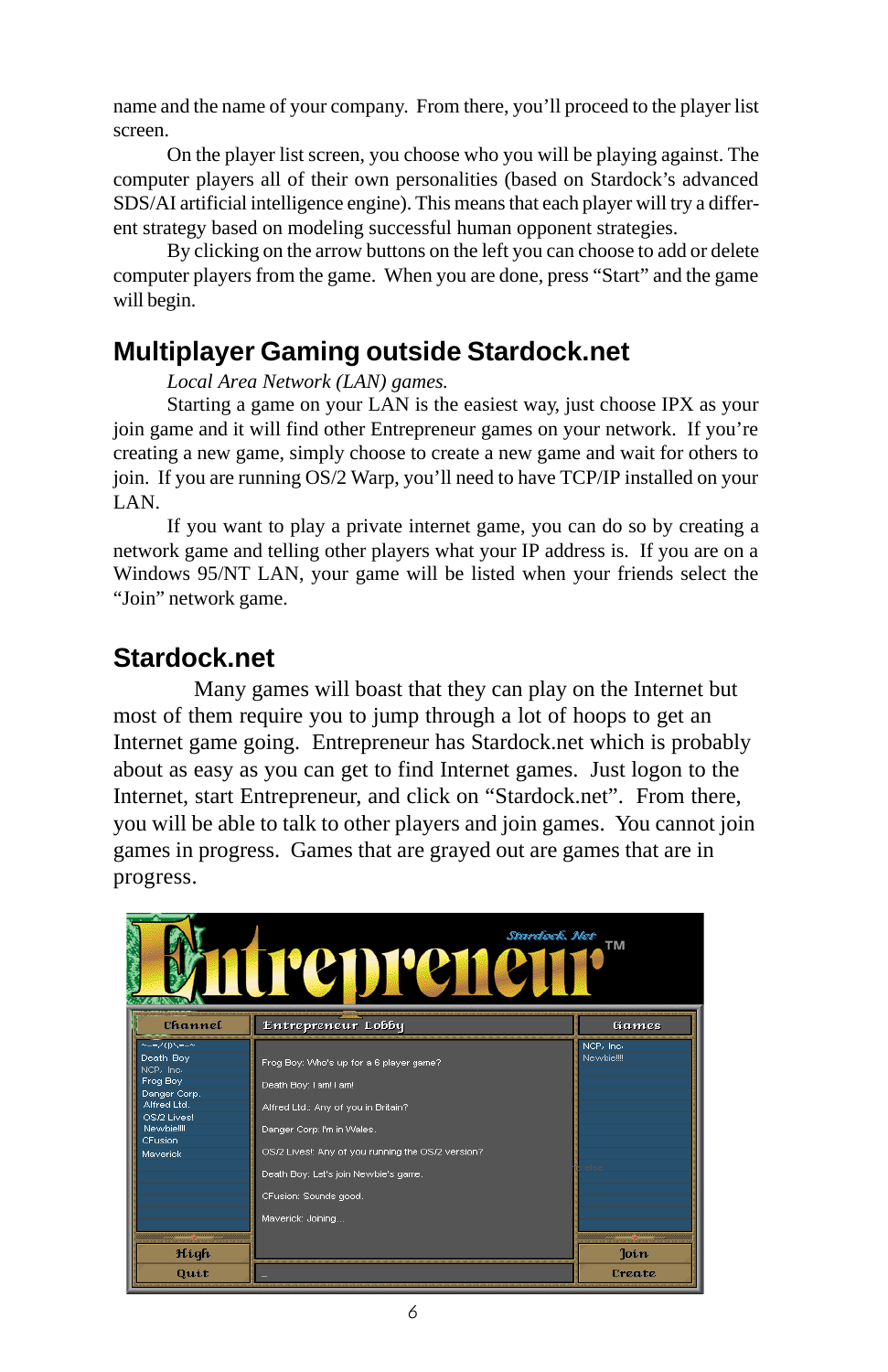name and the name of your company. From there, you'll proceed to the player list screen.

On the player list screen, you choose who you will be playing against. The computer players all of their own personalities (based on Stardock's advanced SDS/AI artificial intelligence engine). This means that each player will try a different strategy based on modeling successful human opponent strategies.

By clicking on the arrow buttons on the left you can choose to add or delete computer players from the game. When you are done, press "Start" and the game will begin.

## Multiplayer Gaming outside Stardock.net

*Local Area Network (LAN) games.*

Starting a game on your LAN is the easiest way, just choose IPX as your join game and it will find other Entrepreneur games on your network. If you're creating a new game, simply choose to create a new game and wait for others to join. If you are running OS/2 Warp, you'll need to have TCP/IP installed on your LAN.

If you want to play a private internet game, you can do so by creating a network game and telling other players what your IP address is. If you are on a Windows 95/NT LAN, your game will be listed when your friends select the "Join" network game.

## Stardock.net

Many games will boast that they can play on the Internet but most of them require you to jump through a lot of hoops to get an Internet game going. Entrepreneur has Stardock.net which is probably about as easy as you can get to find Internet games. Just logon to the Internet, start Entrepreneur, and click on "Stardock.net". From there, you will be able to talk to other players and join games. You cannot join games in progress. Games that are grayed out are games that are in progress.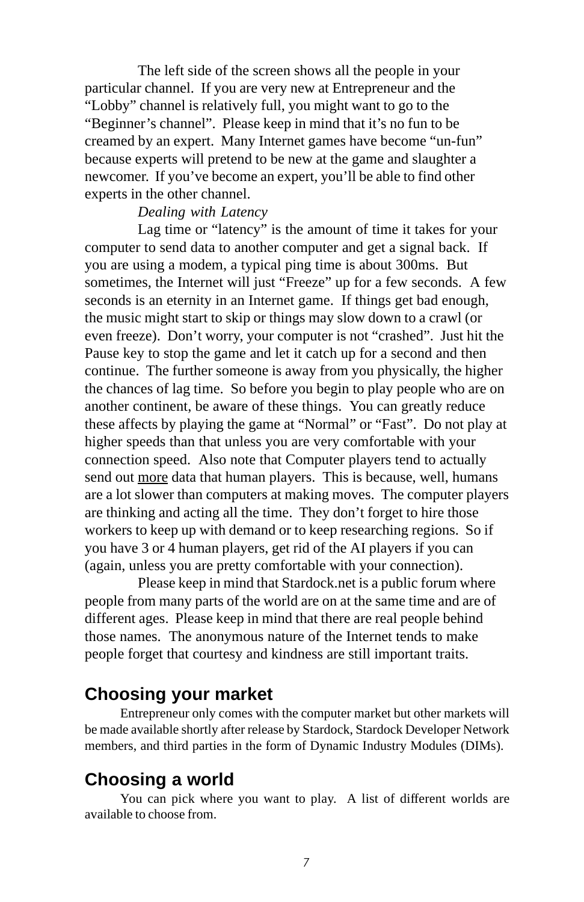The left side of the screen shows all the people in your particular channel. If you are very new at Entrepreneur and the "Lobby" channel is relatively full, you might want to go to the "Beginner's channel". Please keep in mind that it's no fun to be creamed by an expert. Many Internet games have become "un-fun" because experts will pretend to be new at the game and slaughter a newcomer. If you've become an expert, you'll be able to find other experts in the other channel.

*Dealing with Latency*

Lag time or "latency" is the amount of time it takes for your computer to send data to another computer and get a signal back. If you are using a modem, a typical ping time is about 300ms. But sometimes, the Internet will just "Freeze" up for a few seconds. A few seconds is an eternity in an Internet game. If things get bad enough, the music might start to skip or things may slow down to a crawl (or even freeze). Don't worry, your computer is not "crashed". Just hit the Pause key to stop the game and let it catch up for a second and then continue. The further someone is away from you physically, the higher the chances of lag time. So before you begin to play people who are on another continent, be aware of these things. You can greatly reduce these affects by playing the game at "Normal" or "Fast". Do not play at higher speeds than that unless you are very comfortable with your connection speed. Also note that Computer players tend to actually send out <u>more</u> data that human players. This is because, well, humans are a lot slower than computers at making moves. The computer players are thinking and acting all the time. They don't forget to hire those workers to keep up with demand or to keep researching regions. So if you have 3 or 4 human players, get rid of the AI players if you can (again, unless you are pretty comfortable with your connection).

Please keep in mind that Stardock.net is a public forum where people from many parts of the world are on at the same time and are of different ages. Please keep in mind that there are real people behind those names. The anonymous nature of the Internet tends to make people forget that courtesy and kindness are still important traits.

## Choosing your market

Entrepreneur only comes with the computer market but other markets will be made available shortly after release by Stardock, Stardock Developer Network members, and third parties in the form of Dynamic Industry Modules (DIMs).

## Choosing a world

You can pick where you want to play. A list of different worlds are available to choose from.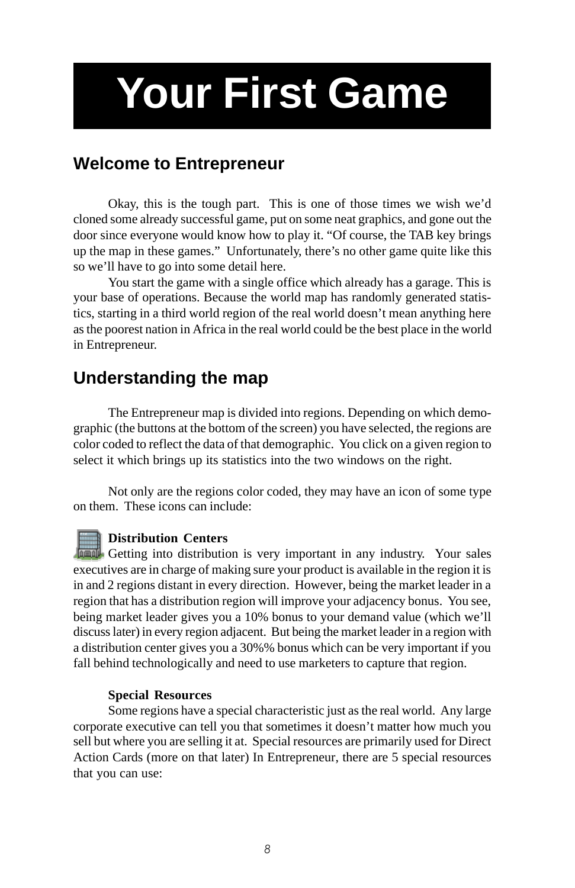# Your First Game

## Welcome to Entrepreneur

Okay, this is the tough part. This is one of those times we wish we'd cloned some already successful game, put on some neat graphics, and gone out the door since everyone would know how to play it. "Of course, the TAB key brings up the map in these games." Unfortunately, there's no other game quite like this so we'll have to go into some detail here.

You start the game with a single office which already has a garage. This is your base of operations. Because the world map has randomly generated statistics, starting in a third world region of the real world doesn't mean anything here as the poorest nation in Africa in the real world could be the best place in the world in Entrepreneur.

## Understanding the map

The Entrepreneur map is divided into regions. Depending on which demographic (the buttons at the bottom of the screen) you have selected, the regions are color coded to reflect the data of that demographic. You click on a given region to select it which brings up its statistics into the two windows on the right.

Not only are the regions color coded, they may have an icon of some type on them. These icons can include:

**Distribution Centers**

Getting into distribution is very important in any industry. Your sales executives are in charge of making sure your product is available in the region it is in and 2 regions distant in every direction. However, being the market leader in a region that has a distribution region will improve your adjacency bonus. You see, being market leader gives you a 10% bonus to your demand value (which we'll discuss later) in every region adjacent. But being the market leader in a region with a distribution center gives you a 30%% bonus which can be very important if you fall behind technologically and need to use marketers to capture that region.

**Special Resources**

Some regions have a special characteristic just as the real world. Any large corporate executive can tell you that sometimes it doesn't matter how much you sell but where you are selling it at. Special resources are primarily used for Direct Action Cards (more on that later) In Entrepreneur, there are 5 special resources that you can use: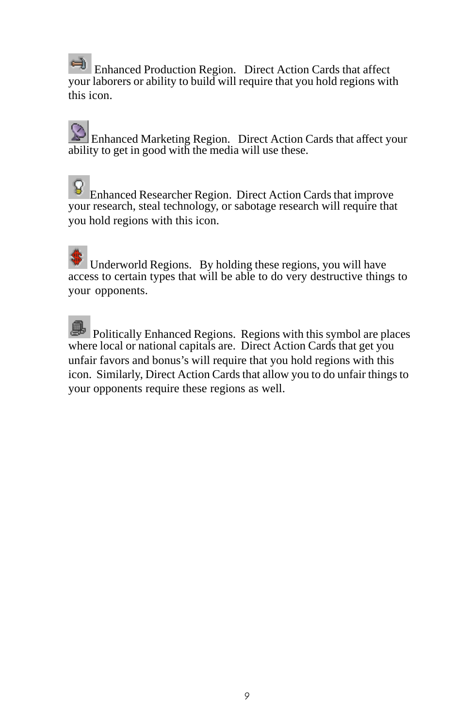Enhanced Production Region. Direct Action Cards that affect your laborers or ability to build will require that you hold regions with this icon.

Enhanced Marketing Region. Direct Action Cards that affect your ability to get in good with the media will use these.

Enhanced Researcher Region. Direct Action Cards that improve your research, steal technology, or sabotage research will require that you hold regions with this icon.

Underworld Regions. By holding these regions, you will have access to certain types that will be able to do very destructive things to your opponents.

Politically Enhanced Regions. Regions with this symbol are places where local or national capitals are. Direct Action Cards that get you unfair favors and bonus's will require that you hold regions with this icon. Similarly, Direct Action Cards that allow you to do unfair things to your opponents require these regions as well.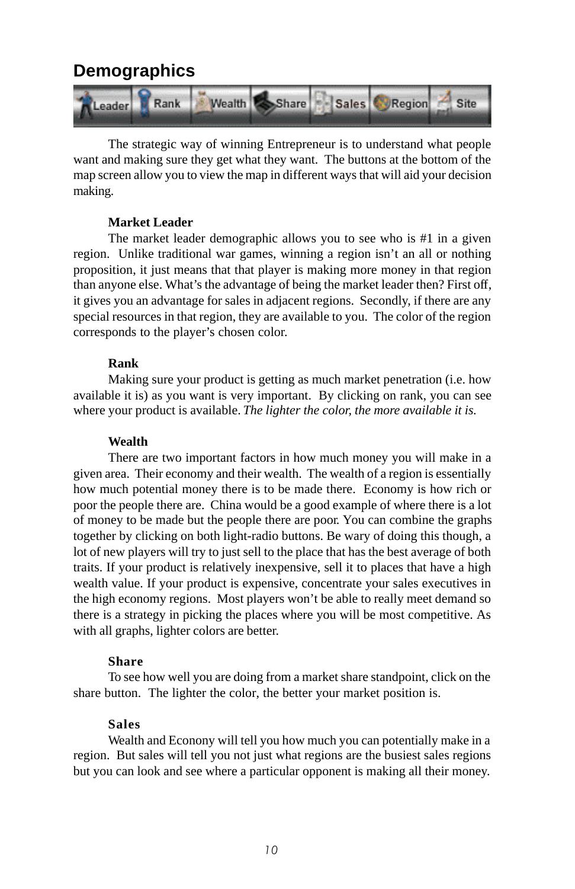## Demographics

Leader Rank Wealth Share Sales Region Site

The strategic way of winning Entrepreneur is to understand what people want and making sure they get what they want. The buttons at the bottom of the map screen allow you to view the map in different ways that will aid your decision making.

**Market Leader**

The market leader demographic allows you to see who is #1 in a given region. Unlike traditional war games, winning a region isn't an all or nothing proposition, it just means that that player is making more money in that region than anyone else. What's the advantage of being the market leader then? First off, it gives you an advantage for sales in adjacent regions. Secondly, if there are any special resources in that region, they are available to you. The color of the region corresponds to the player's chosen color.

**Rank**

Making sure your product is getting as much market penetration (i.e. how available it is) as you want is very important. By clicking on rank, you can see where your product is available. *The lighter the color, the more available it is.*

**Wealth**

There are two important factors in how much money you will make in a given area. Their economy and their wealth. The wealth of a region is essentially how much potential money there is to be made there. Economy is how rich or poor the people there are. China would be a good example of where there is a lot of money to be made but the people there are poor. You can combine the graphs together by clicking on both light-radio buttons. Be wary of doing this though, a lot of new players will try to just sell to the place that has the best average of both traits. If your product is relatively inexpensive, sell it to places that have a high wealth value. If your product is expensive, concentrate your sales executives in the high economy regions. Most players won't be able to really meet demand so there is a strategy in picking the places where you will be most competitive. As with all graphs, lighter colors are better.

**Share**

To see how well you are doing from a market share standpoint, click on the share button. The lighter the color, the better your market position is.

**Sales**

Wealth and Econony will tell you how much you can potentially make in a region. But sales will tell you not just what regions are the busiest sales regions but you can look and see where a particular opponent is making all their money.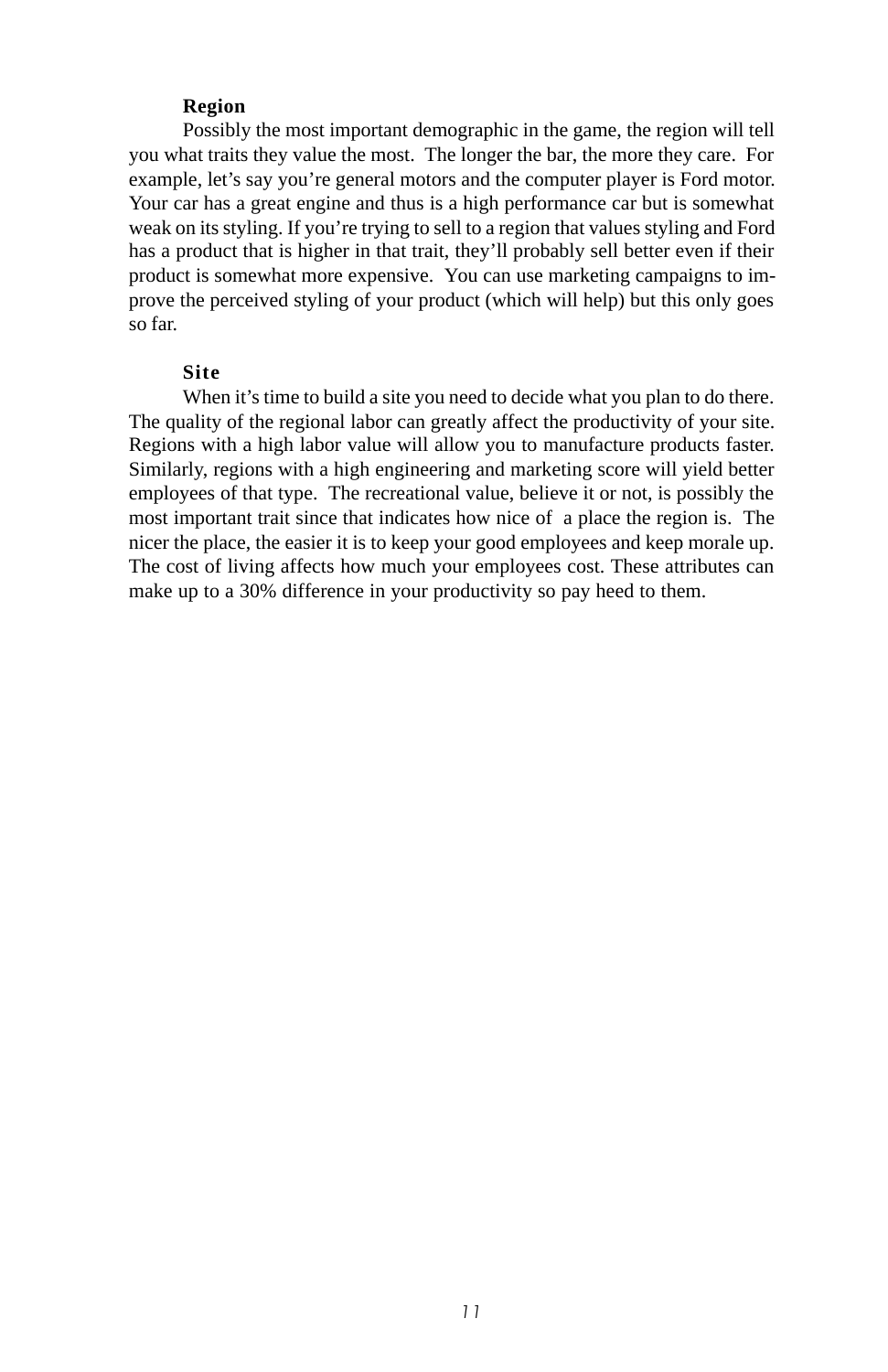**Region**

Possibly the most important demographic in the game, the region will tell you what traits they value the most. The longer the bar, the more they care. For example, let's say you're general motors and the computer player is Ford motor. Your car has a great engine and thus is a high performance car but is somewhat weak on its styling. If you're trying to sell to a region that values styling and Ford has a product that is higher in that trait, they'll probably sell better even if their product is somewhat more expensive. You can use marketing campaigns to improve the perceived styling of your product (which will help) but this only goes so far.

**Site**

When it's time to build a site you need to decide what you plan to do there. The quality of the regional labor can greatly affect the productivity of your site. Regions with a high labor value will allow you to manufacture products faster. Similarly, regions with a high engineering and marketing score will yield better employees of that type. The recreational value, believe it or not, is possibly the most important trait since that indicates how nice of a place the region is. The nicer the place, the easier it is to keep your good employees and keep morale up. The cost of living affects how much your employees cost. These attributes can make up to a 30% difference in your productivity so pay heed to them.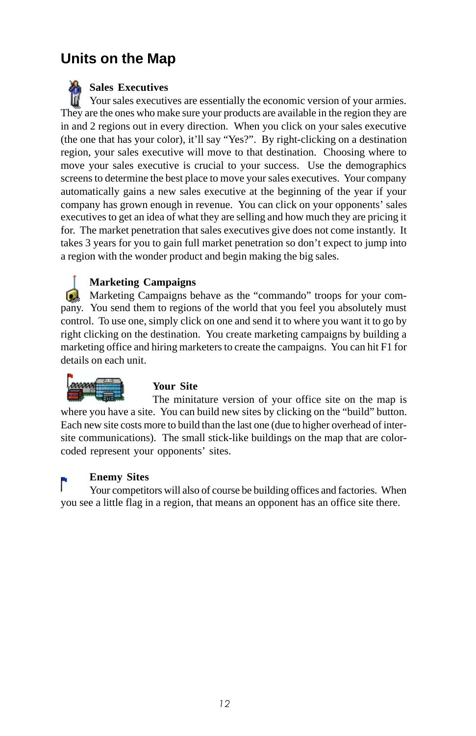## Units on the Map

### Sales Executives

Your sales executives are essentially the economic version of your armies. They are the ones who make sure your products are available in the region they are in and 2 regions out in every direction. When you click on your sales executive (the one that has your color), it'll say "Yes?". By right-clicking on a destination region, your sales executive will move to that destination. Choosing where to move your sales executive is crucial to your success. Use the demographics screens to determine the best place to move your sales executives. Your company automatically gains a new sales executive at the beginning of the year if your company has grown enough in revenue. You can click on your opponents' sales executives to get an idea of what they are selling and how much they are pricing it for. The market penetration that sales executives give does not come instantly. It takes 3 years for you to gain full market penetration so don't expect to jump into a region with the wonder product and begin making the big sales.

### Marketing Campaigns

Marketing Campaigns behave as the "commando" troops for your company. You send them to regions of the world that you feel you absolutely must control. To use one, simply click on one and send it to where you want it to go by right clicking on the destination. You create marketing campaigns by building a marketing office and hiring marketers to create the campaigns. You can hit F1 for details on each unit.

### Your Site

The minitature version of your office site on the map is where you have a site. You can build new sites by clicking on the "build" button. Each new site costs more to build than the last one (due to higher overhead of inter-site communications). The small stick-like buildings on the map that are color-coded represent your opponents' sites.

### Enemy Sites

Your competitors will also of course be building offices and factories. When you see a little flag in a region, that means an opponent has an office site there.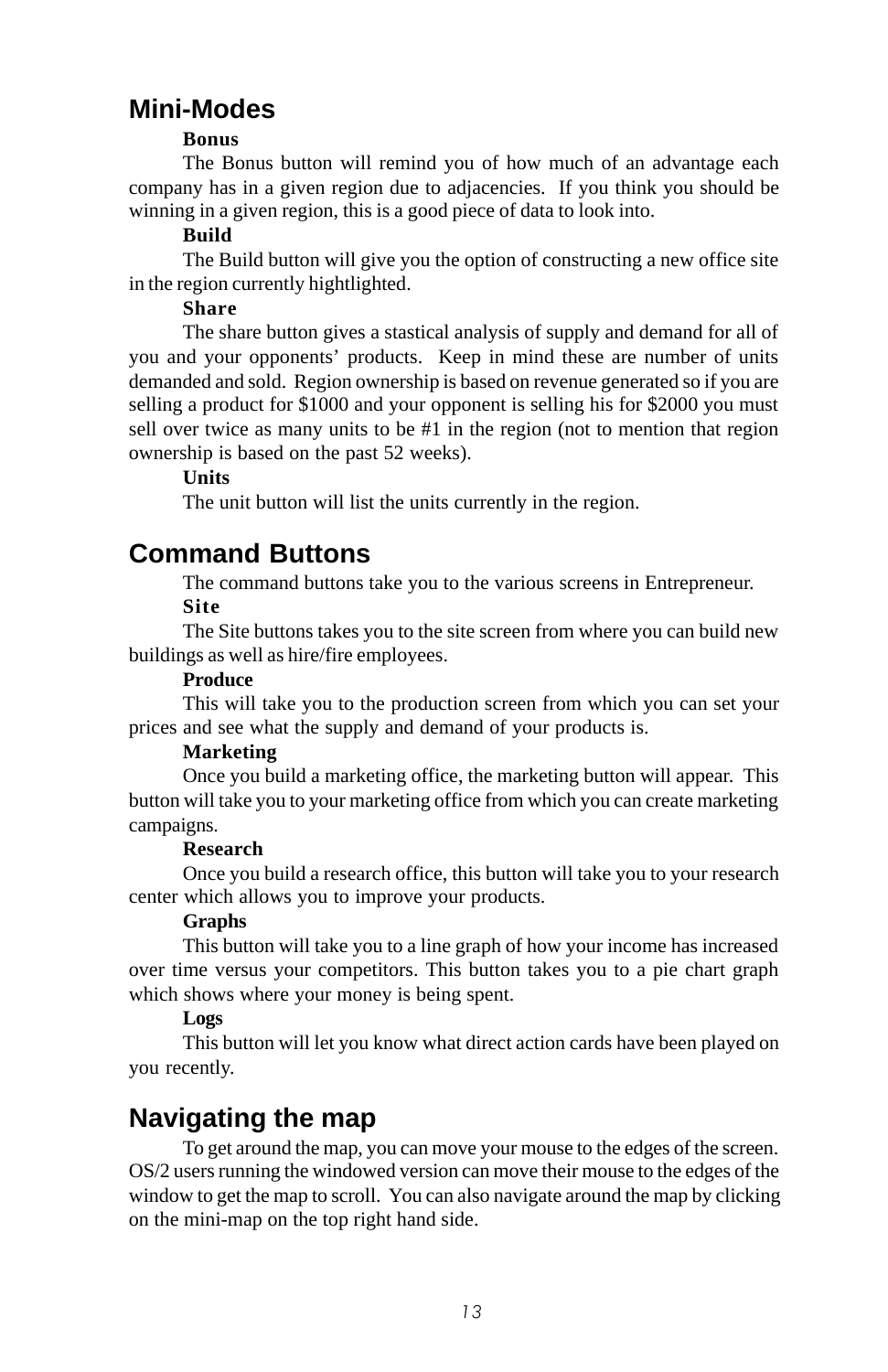## Mini-Modes

**Bonus**

The Bonus button will remind you of how much of an advantage each company has in a given region due to adjacencies. If you think you should be winning in a given region, this is a good piece of data to look into.

**Build**

The Build button will give you the option of constructing a new office site in the region currently hightlighted.

**Share**

The share button gives a stastical analysis of supply and demand for all of you and your opponents' products. Keep in mind these are number of units demanded and sold. Region ownership is based on revenue generated so if you are selling a product for $1000 and your opponent is selling his for $2000 you must sell over twice as many units to be #1 in the region (not to mention that region ownership is based on the past 52 weeks).

**Units**

The unit button will list the units currently in the region.

## Command Buttons

The command buttons take you to the various screens in Entrepreneur.

**Site**

The Site buttons takes you to the site screen from where you can build new buildings as well as hire/fire employees.

**Produce**

This will take you to the production screen from which you can set your prices and see what the supply and demand of your products is.

**Marketing**

Once you build a marketing office, the marketing button will appear. This button will take you to your marketing office from which you can create marketing campaigns.

**Research**

Once you build a research office, this button will take you to your research center which allows you to improve your products.

**Graphs**

This button will take you to a line graph of how your income has increased over time versus your competitors. This button takes you to a pie chart graph which shows where your money is being spent.

**Logs**

This button will let you know what direct action cards have been played on you recently.

## Navigating the map

To get around the map, you can move your mouse to the edges of the screen. OS/2 users running the windowed version can move their mouse to the edges of the window to get the map to scroll. You can also navigate around the map by clicking on the mini-map on the top right hand side.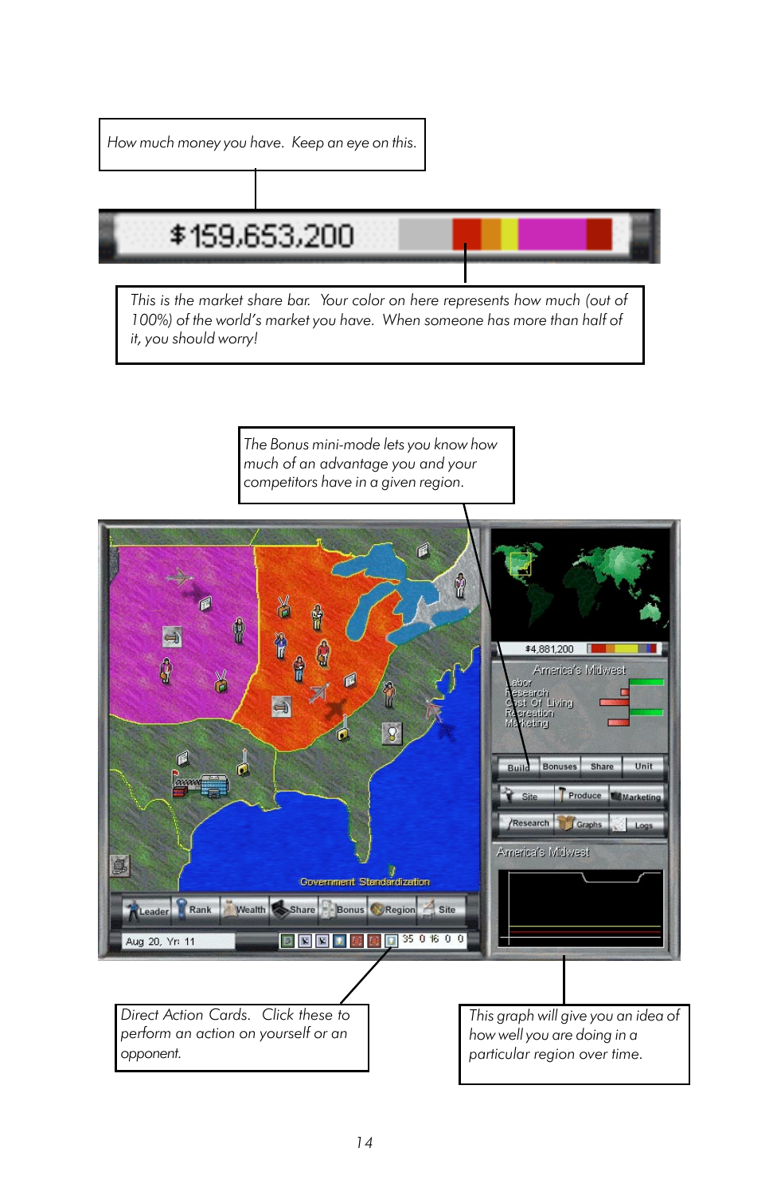How much money you have. Keep an eye on this.

This is the market share bar. Your color on here represents how much (out of 100%) of the world's market you have. When someone has more than half of it, you should worry!

The Bonus mini-mode lets you know how much of an advantage you and your competitors have in a given region.

Direct Action Cards. Click these to perform an action on yourself or an opponent.

This graph will give you an idea of how well you are doing in a particular region over time.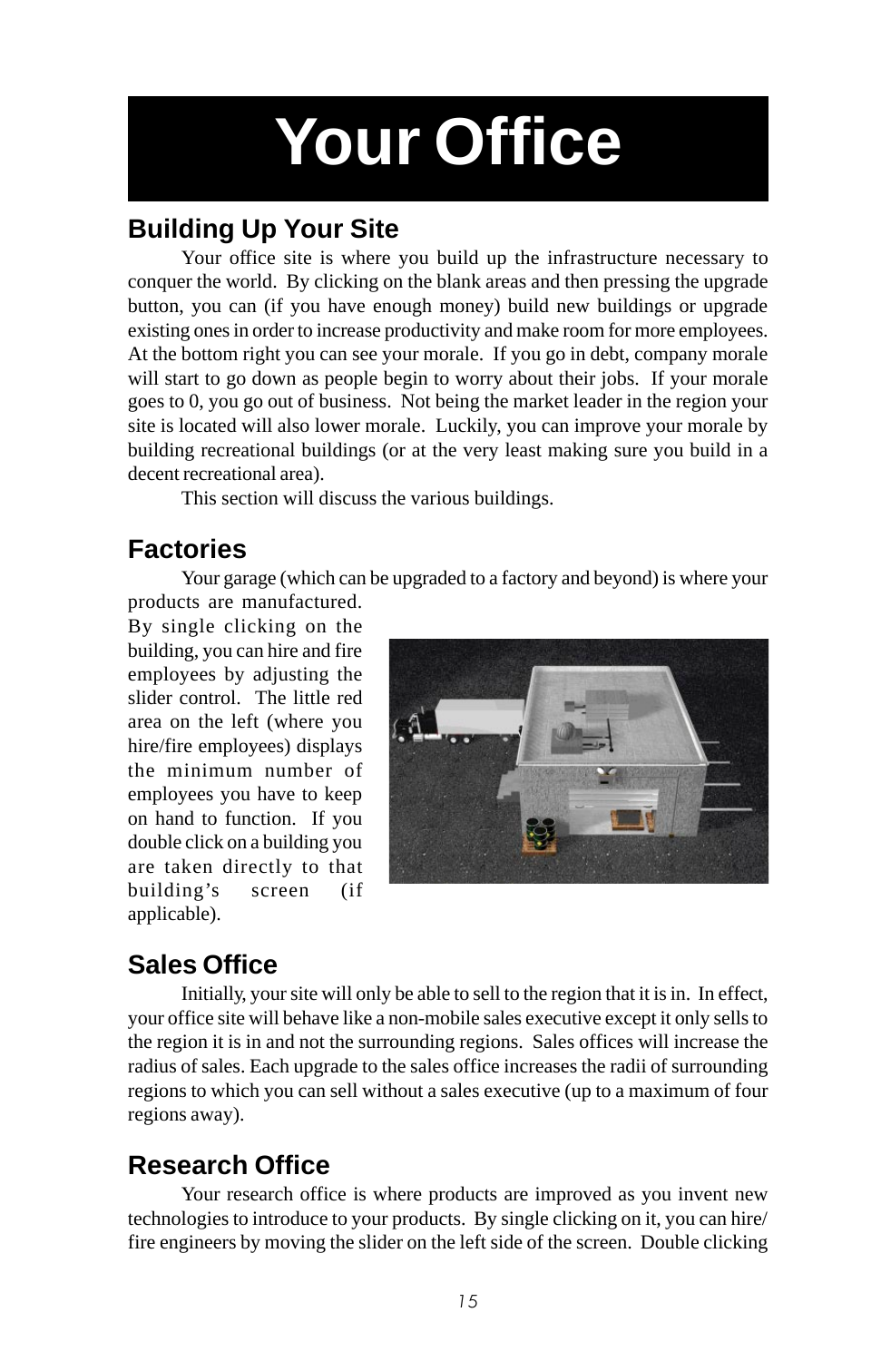# Your Office

## Building Up Your Site

Your office site is where you build up the infrastructure necessary to conquer the world. By clicking on the blank areas and then pressing the upgrade button, you can (if you have enough money) build new buildings or upgrade existing ones in order to increase productivity and make room for more employees. At the bottom right you can see your morale. If you go in debt, company morale will start to go down as people begin to worry about their jobs. If your morale goes to 0, you go out of business. Not being the market leader in the region your site is located will also lower morale. Luckily, you can improve your morale by building recreational buildings (or at the very least making sure you build in a decent recreational area).

This section will discuss the various buildings.

## Factories

Your garage (which can be upgraded to a factory and beyond) is where your products are manufactured. By single clicking on the building, you can hire and fire employees by adjusting the slider control. The little red area on the left (where you hire/fire employees) displays the minimum number of employees you have to keep on hand to function. If you double click on a building you are taken directly to that building's screen (if applicable).

## Sales Office

Initially, your site will only be able to sell to the region that it is in. In effect, your office site will behave like a non-mobile sales executive except it only sells to the region it is in and not the surrounding regions. Sales offices will increase the radius of sales. Each upgrade to the sales office increases the radii of surrounding regions to which you can sell without a sales executive (up to a maximum of four regions away).

## Research Office

Your research office is where products are improved as you invent new technologies to introduce to your products. By single clicking on it, you can hire/fire engineers by moving the slider on the left side of the screen. Double clicking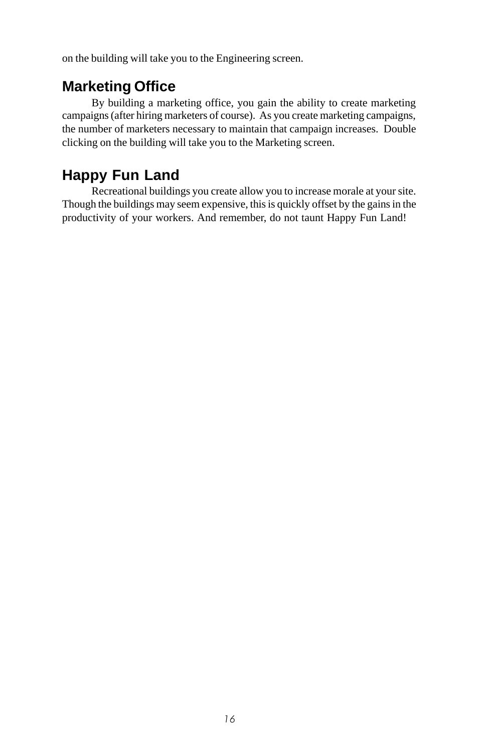on the building will take you to the Engineering screen.

## Marketing Office

By building a marketing office, you gain the ability to create marketing campaigns (after hiring marketers of course). As you create marketing campaigns, the number of marketers necessary to maintain that campaign increases. Double clicking on the building will take you to the Marketing screen.

## Happy Fun Land

Recreational buildings you create allow you to increase morale at your site. Though the buildings may seem expensive, this is quickly offset by the gains in the productivity of your workers. And remember, do not taunt Happy Fun Land!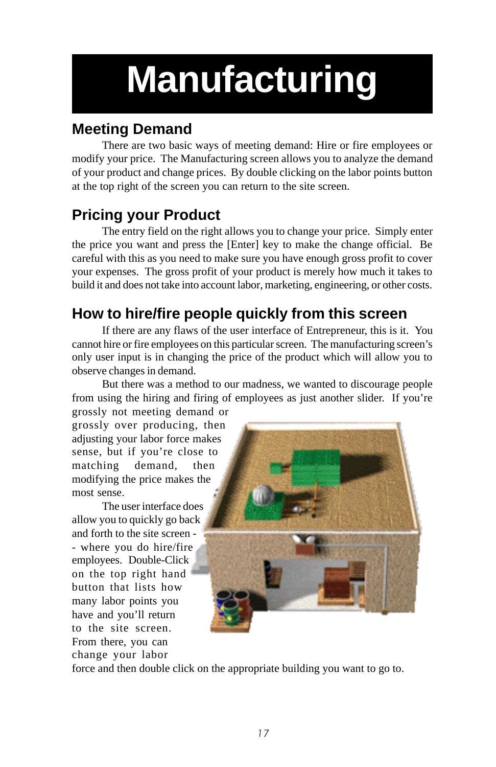# Manufacturing

## Meeting Demand

There are two basic ways of meeting demand: Hire or fire employees or modify your price. The Manufacturing screen allows you to analyze the demand of your product and change prices. By double clicking on the labor points button at the top right of the screen you can return to the site screen.

## Pricing your Product

The entry field on the right allows you to change your price. Simply enter the price you want and press the [Enter] key to make the change official. Be careful with this as you need to make sure you have enough gross profit to cover your expenses. The gross profit of your product is merely how much it takes to build it and does not take into account labor, marketing, engineering, or other costs.

## How to hire/fire people quickly from this screen

If there are any flaws of the user interface of Entrepreneur, this is it. You cannot hire or fire employees on this particular screen. The manufacturing screen's only user input is in changing the price of the product which will allow you to observe changes in demand.

But there was a method to our madness, we wanted to discourage people from using the hiring and firing of employees as just another slider. If you're grossly not meeting demand or grossly over producing, then adjusting your labor force makes sense, but if you're close to matching demand, then modifying the price makes the most sense.

The user interface does allow you to quickly go back and forth to the site screen -- where you do hire/fire employees. Double-Click on the top right hand button that lists how many labor points you have and you'll return to the site screen. From there, you can change your labor force and then double click on the appropriate building you want to go to.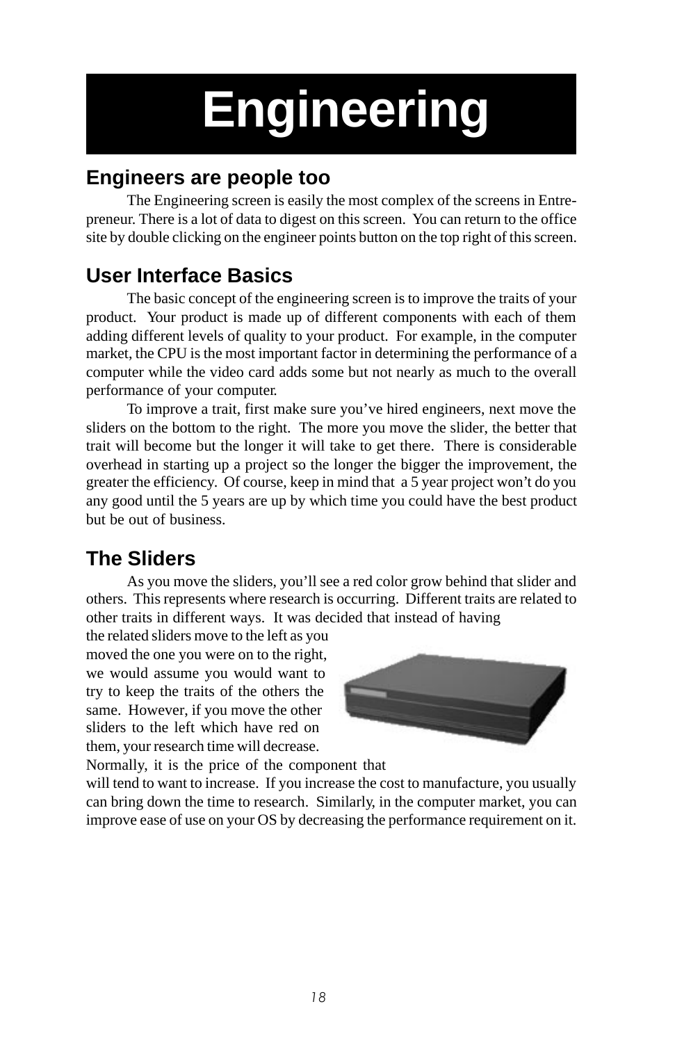# Engineering

## Engineers are people too

The Engineering screen is easily the most complex of the screens in Entrepreneur. There is a lot of data to digest on this screen. You can return to the office site by double clicking on the engineer points button on the top right of this screen.

## User Interface Basics

The basic concept of the engineering screen is to improve the traits of your product. Your product is made up of different components with each of them adding different levels of quality to your product. For example, in the computer market, the CPU is the most important factor in determining the performance of a computer while the video card adds some but not nearly as much to the overall performance of your computer.

To improve a trait, first make sure you've hired engineers, next move the sliders on the bottom to the right. The more you move the slider, the better that trait will become but the longer it will take to get there. There is considerable overhead in starting up a project so the longer the bigger the improvement, the greater the efficiency. Of course, keep in mind that a 5 year project won't do you any good until the 5 years are up by which time you could have the best product but be out of business.

## The Sliders

As you move the sliders, you'll see a red color grow behind that slider and others. This represents where research is occurring. Different traits are related to other traits in different ways. It was decided that instead of having the related sliders move to the left as you moved the one you were on to the right, we would assume you would want to try to keep the traits of the others the same. However, if you move the other sliders to the left which have red on them, your research time will decrease. Normally, it is the price of the component that will tend to want to increase. If you increase the cost to manufacture, you usually can bring down the time to research. Similarly, in the computer market, you can improve ease of use on your OS by decreasing the performance requirement on it.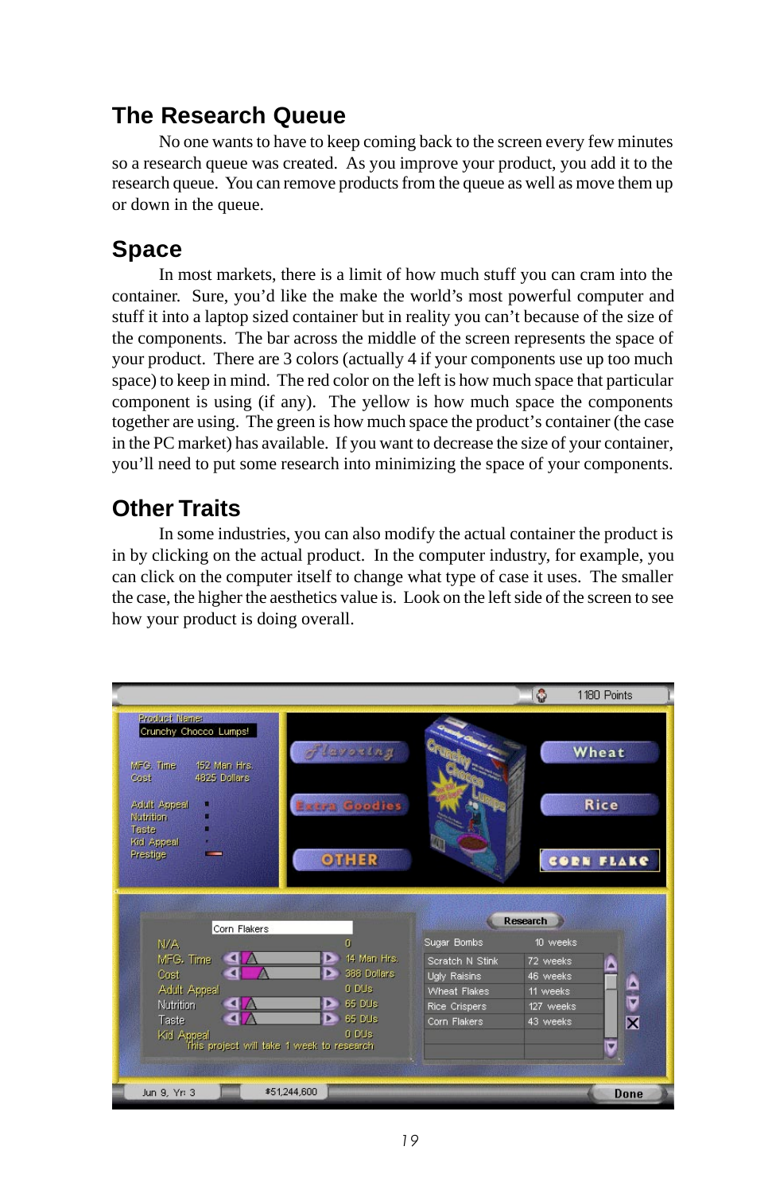## The Research Queue

No one wants to have to keep coming back to the screen every few minutes so a research queue was created. As you improve your product, you add it to the research queue. You can remove products from the queue as well as move them up or down in the queue.

## Space

In most markets, there is a limit of how much stuff you can cram into the container. Sure, you'd like the make the world's most powerful computer and stuff it into a laptop sized container but in reality you can't because of the size of the components. The bar across the middle of the screen represents the space of your product. There are 3 colors (actually 4 if your components use up too much space) to keep in mind. The red color on the left is how much space that particular component is using (if any). The yellow is how much space the components together are using. The green is how much space the product's container (the case in the PC market) has available. If you want to decrease the size of your container, you'll need to put some research into minimizing the space of your components.

## Other Traits

In some industries, you can also modify the actual container the product is in by clicking on the actual product. In the computer industry, for example, you can click on the computer itself to change what type of case it uses. The smaller the case, the higher the aesthetics value is. Look on the left side of the screen to see how your product is doing overall.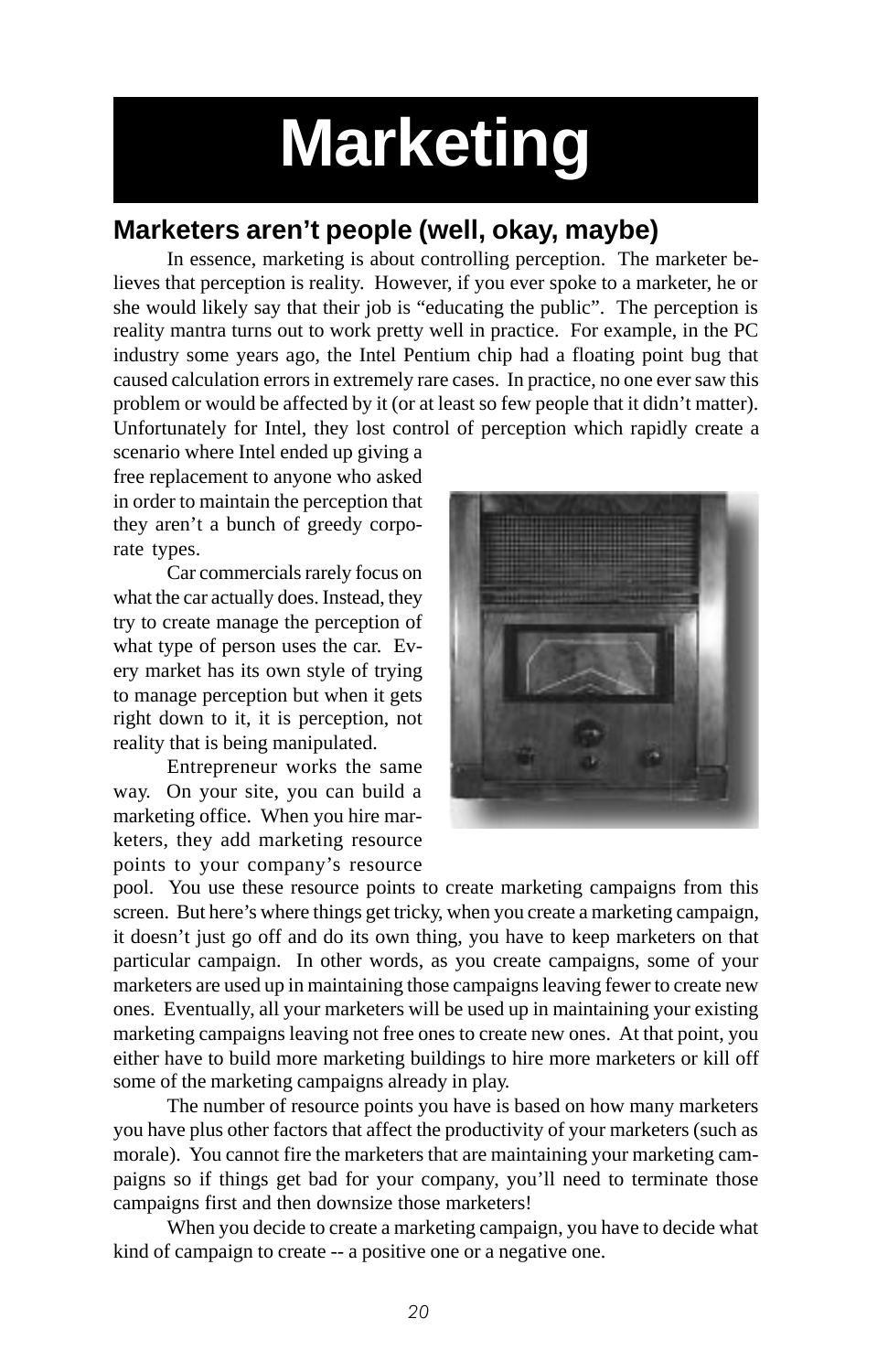# Marketing

## Marketers aren't people (well, okay, maybe)

In essence, marketing is about controlling perception. The marketer believes that perception is reality. However, if you ever spoke to a marketer, he or she would likely say that their job is "educating the public". The perception is reality mantra turns out to work pretty well in practice. For example, in the PC industry some years ago, the Intel Pentium chip had a floating point bug that caused calculation errors in extremely rare cases. In practice, no one ever saw this problem or would be affected by it (or at least so few people that it didn't matter). Unfortunately for Intel, they lost control of perception which rapidly create a scenario where Intel ended up giving a free replacement to anyone who asked in order to maintain the perception that they aren't a bunch of greedy corporate types.

Car commercials rarely focus on what the car actually does. Instead, they try to create manage the perception of what type of person uses the car. Every market has its own style of trying to manage perception but when it gets right down to it, it is perception, not reality that is being manipulated.

Entrepreneur works the same way. On your site, you can build a marketing office. When you hire marketers, they add marketing resource points to your company's resource pool. You use these resource points to create marketing campaigns from this screen. But here's where things get tricky, when you create a marketing campaign, it doesn't just go off and do its own thing, you have to keep marketers on that particular campaign. In other words, as you create campaigns, some of your marketers are used up in maintaining those campaigns leaving fewer to create new ones. Eventually, all your marketers will be used up in maintaining your existing marketing campaigns leaving not free ones to create new ones. At that point, you either have to build more marketing buildings to hire more marketers or kill off some of the marketing campaigns already in play.

The number of resource points you have is based on how many marketers you have plus other factors that affect the productivity of your marketers (such as morale). You cannot fire the marketers that are maintaining your marketing campaigns so if things get bad for your company, you'll need to terminate those campaigns first and then downsize those marketers!

When you decide to create a marketing campaign, you have to decide what kind of campaign to create -- a positive one or a negative one.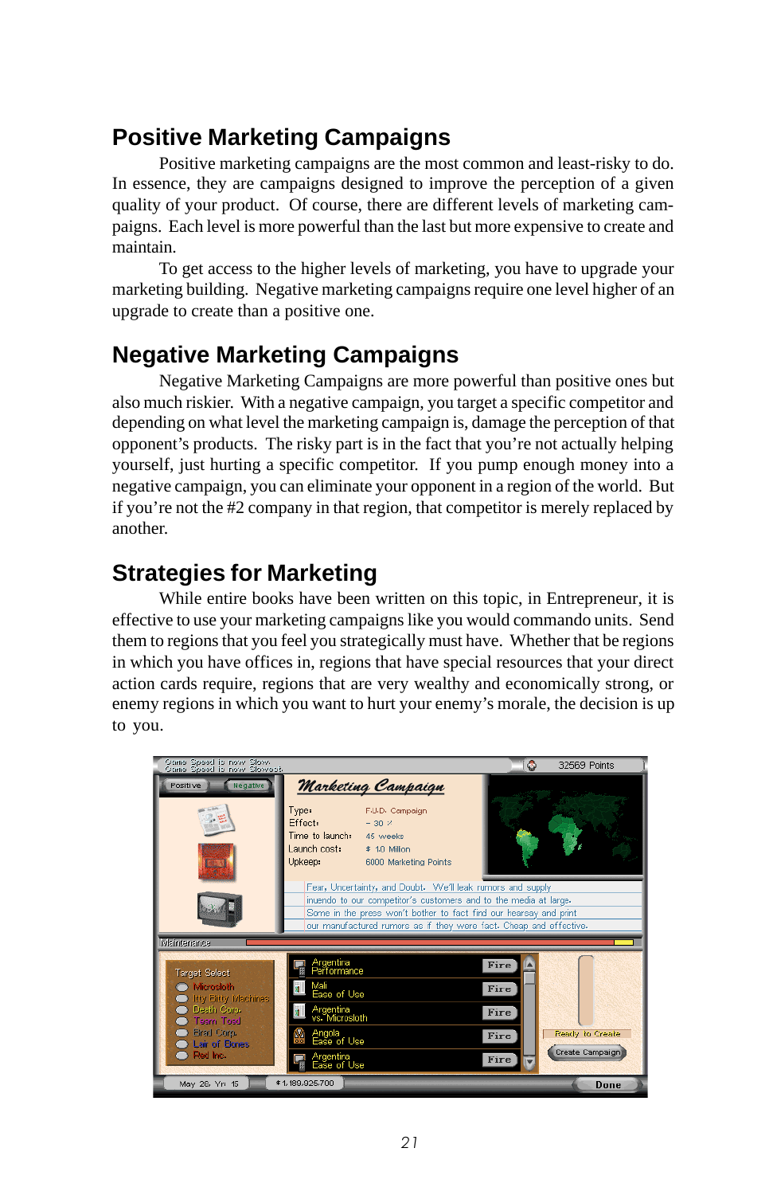## Positive Marketing Campaigns

Positive marketing campaigns are the most common and least-risky to do. In essence, they are campaigns designed to improve the perception of a given quality of your product. Of course, there are different levels of marketing campaigns. Each level is more powerful than the last but more expensive to create and maintain.

To get access to the higher levels of marketing, you have to upgrade your marketing building. Negative marketing campaigns require one level higher of an upgrade to create than a positive one.

## Negative Marketing Campaigns

Negative Marketing Campaigns are more powerful than positive ones but also much riskier. With a negative campaign, you target a specific competitor and depending on what level the marketing campaign is, damage the perception of that opponent's products. The risky part is in the fact that you're not actually helping yourself, just hurting a specific competitor. If you pump enough money into a negative campaign, you can eliminate your opponent in a region of the world. But if you're not the #2 company in that region, that competitor is merely replaced by another.

## Strategies for Marketing

While entire books have been written on this topic, in Entrepreneur, it is effective to use your marketing campaigns like you would commando units. Send them to regions that you feel you strategically must have. Whether that be regions in which you have offices in, regions that have special resources that your direct action cards require, regions that are very wealthy and economically strong, or enemy regions in which you want to hurt your enemy's morale, the decision is up to you.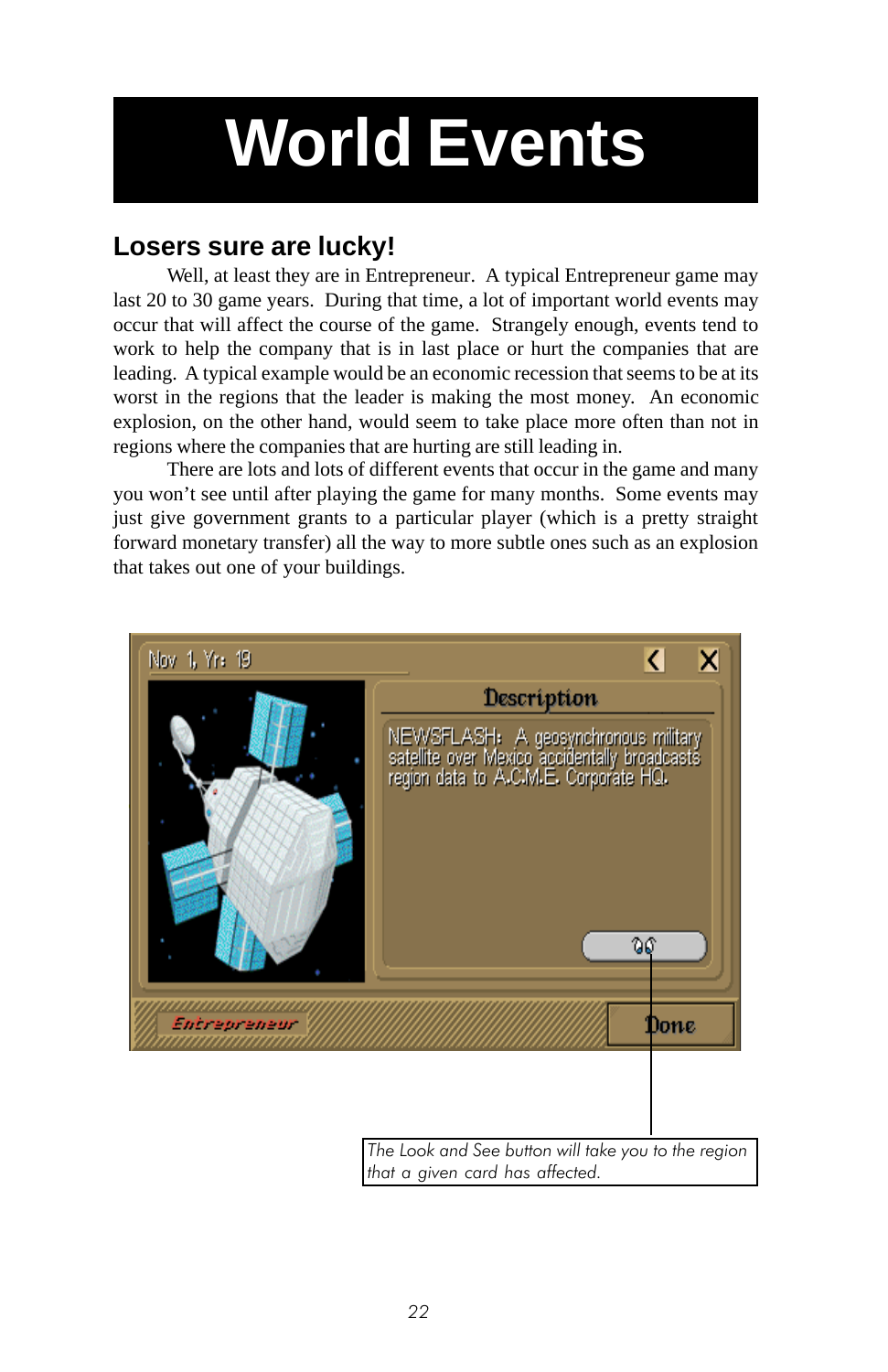# World Events

## Losers sure are lucky!

Well, at least they are in Entrepreneur. A typical Entrepreneur game may last 20 to 30 game years. During that time, a lot of important world events may occur that will affect the course of the game. Strangely enough, events tend to work to help the company that is in last place or hurt the companies that are leading. A typical example would be an economic recession that seems to be at its worst in the regions that the leader is making the most money. An economic explosion, on the other hand, would seem to take place more often than not in regions where the companies that are hurting are still leading in.

There are lots and lots of different events that occur in the game and many you won't see until after playing the game for many months. Some events may just give government grants to a particular player (which is a pretty straight forward monetary transfer) all the way to more subtle ones such as an explosion that takes out one of your buildings.

*The Look and See button will take you to the region that a given card has affected.*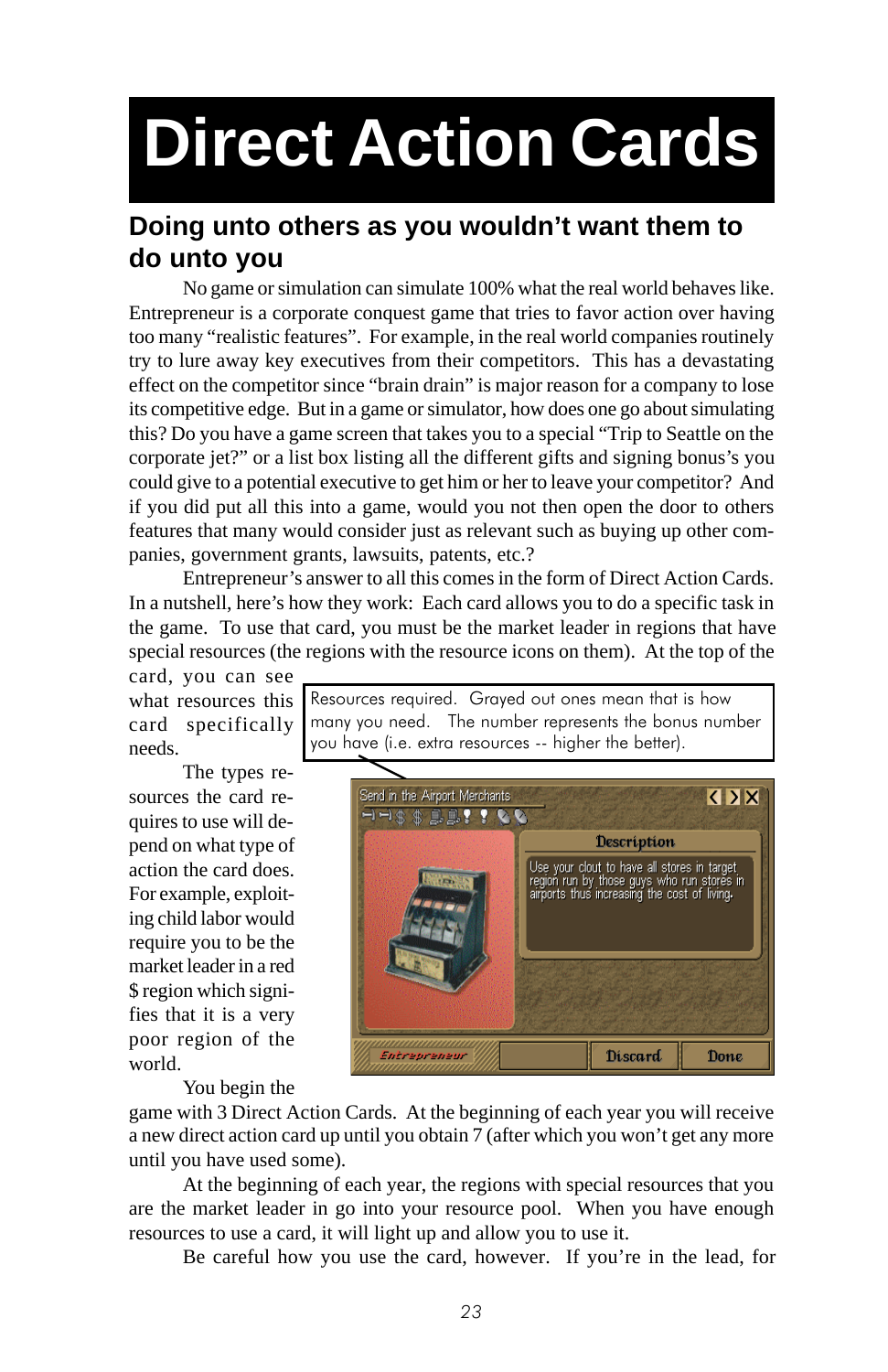# Direct Action Cards

## Doing unto others as you wouldn't want them to do unto you

No game or simulation can simulate 100% what the real world behaves like. Entrepreneur is a corporate conquest game that tries to favor action over having too many "realistic features". For example, in the real world companies routinely try to lure away key executives from their competitors. This has a devastating effect on the competitor since "brain drain" is major reason for a company to lose its competitive edge. But in a game or simulator, how does one go about simulating this? Do you have a game screen that takes you to a special "Trip to Seattle on the corporate jet?" or a list box listing all the different gifts and signing bonus's you could give to a potential executive to get him or her to leave your competitor? And if you did put all this into a game, would you not then open the door to others features that many would consider just as relevant such as buying up other companies, government grants, lawsuits, patents, etc.?

Entrepreneur's answer to all this comes in the form of Direct Action Cards. In a nutshell, here's how they work: Each card allows you to do a specific task in the game. To use that card, you must be the market leader in regions that have special resources (the regions with the resource icons on them). At the top of the card, you can see what resources this card specifically needs.

Resources required. Grayed out ones mean that is how many you need. The number represents the bonus number you have (i.e. extra resources -- higher the better).

Send in the Airport Merchants

Description

Use your clout to have all stores in target region run by those guys who run stores in airports thus increasing the cost of living.

Entrepreneur | Discard | Done

The types resources the card requires to use will depend on what type of action the card does. For example, exploiting child labor would require you to be the market leader in a red $ region which signifies that it is a very poor region of the world.

You begin the game with 3 Direct Action Cards. At the beginning of each year you will receive a new direct action card up until you obtain 7 (after which you won't get any more until you have used some).

At the beginning of each year, the regions with special resources that you are the market leader in go into your resource pool. When you have enough resources to use a card, it will light up and allow you to use it.

Be careful how you use the card, however. If you're in the lead, for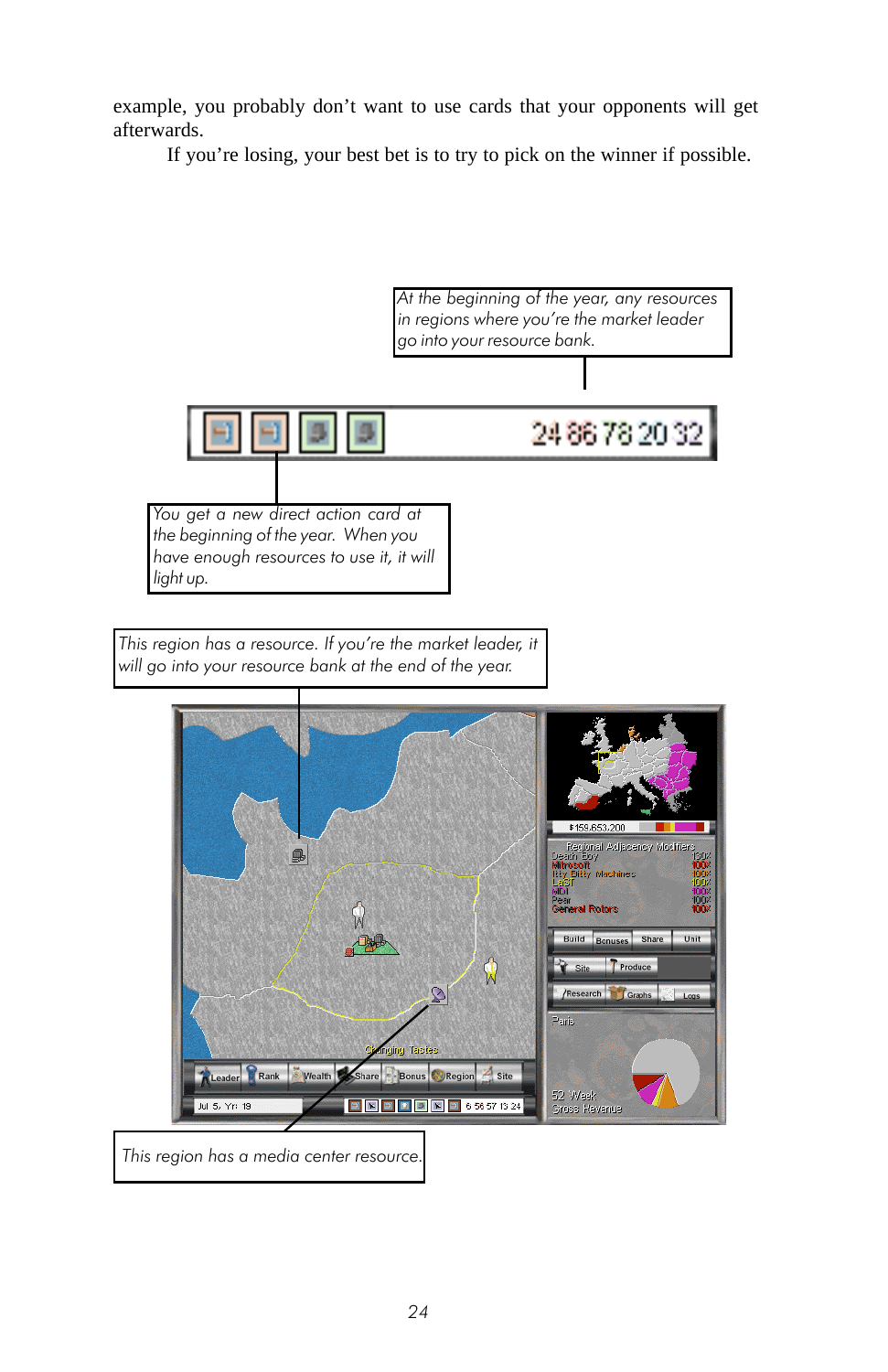example, you probably don't want to use cards that your opponents will get afterwards.

If you're losing, your best bet is to try to pick on the winner if possible.

*At the beginning of the year, any resources in regions where you're the market leader go into your resource bank.*

*You get a new direct action card at the beginning of the year. When you have enough resources to use it, it will light up.*

*This region has a resource. If you're the market leader, it will go into your resource bank at the end of the year.*

*This region has a media center resource.*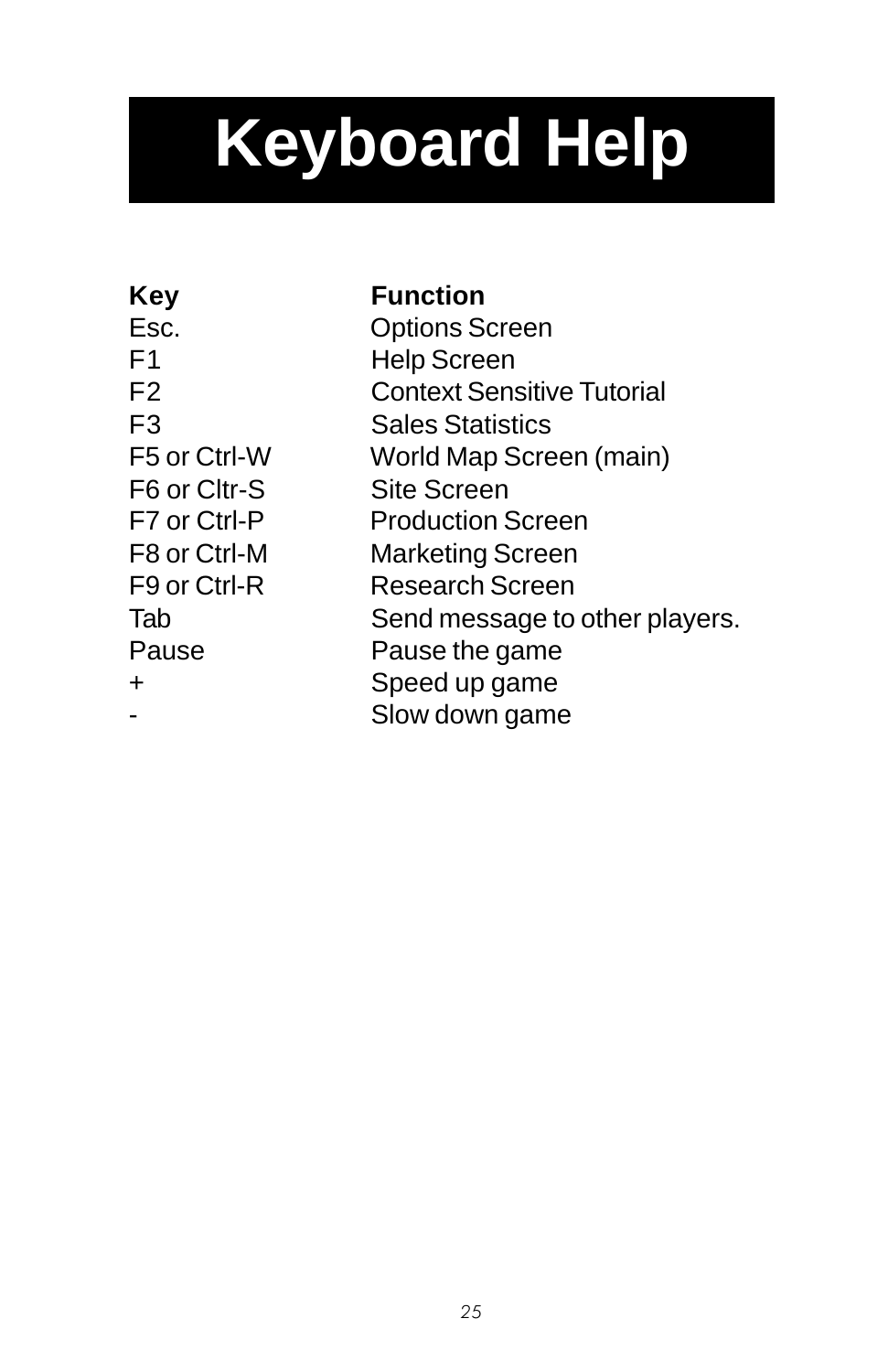# Keyboard Help

| Key | Function |
| --- | --- |
| Esc. | Options Screen |
| F1 | Help Screen |
| F2 | Context Sensitive Tutorial |
| F3 | Sales Statistics |
| F5 or Ctrl-W | World Map Screen (main) |
| F6 or Cltr-S | Site Screen |
| F7 or Ctrl-P | Production Screen |
| F8 or Ctrl-M | Marketing Screen |
| F9 or Ctrl-R | Research Screen |
| Tab | Send message to other players. |
| Pause | Pause the game |
| + | Speed up game |
| - | Slow down game |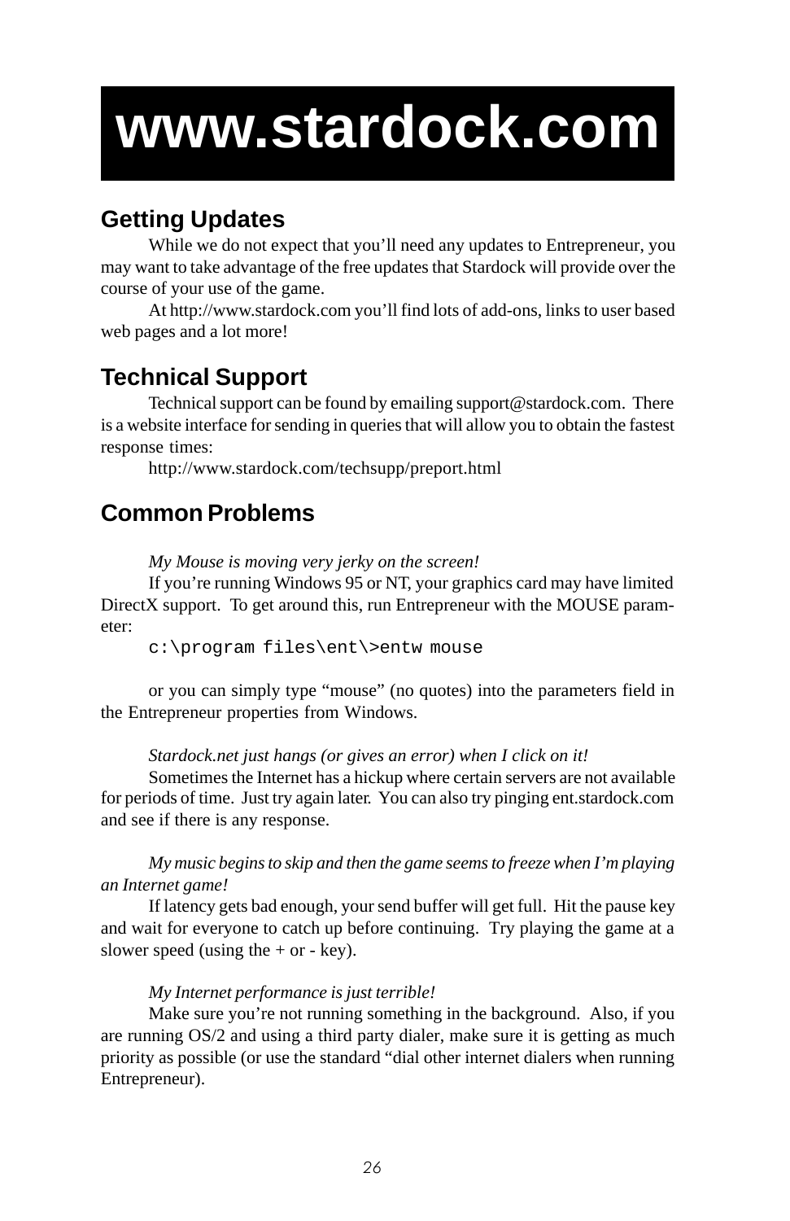# www.stardock.com

## Getting Updates

While we do not expect that you'll need any updates to Entrepreneur, you may want to take advantage of the free updates that Stardock will provide over the course of your use of the game.

At http://www.stardock.com you'll find lots of add-ons, links to user based web pages and a lot more!

## Technical Support

Technical support can be found by emailing support@stardock.com. There is a website interface for sending in queries that will allow you to obtain the fastest response times:

http://www.stardock.com/techsupp/preport.html

## Common Problems

*My Mouse is moving very jerky on the screen!*

If you're running Windows 95 or NT, your graphics card may have limited DirectX support. To get around this, run Entrepreneur with the MOUSE parameter:

```
c:\program files\ent\>entw mouse
```

or you can simply type "mouse" (no quotes) into the parameters field in the Entrepreneur properties from Windows.

*Stardock.net just hangs (or gives an error) when I click on it!*

Sometimes the Internet has a hickup where certain servers are not available for periods of time. Just try again later. You can also try pinging ent.stardock.com and see if there is any response.

*My music begins to skip and then the game seems to freeze when I'm playing an Internet game!*

If latency gets bad enough, your send buffer will get full. Hit the pause key and wait for everyone to catch up before continuing. Try playing the game at a slower speed (using the + or - key).

*My Internet performance is just terrible!*

Make sure you're not running something in the background. Also, if you are running OS/2 and using a third party dialer, make sure it is getting as much priority as possible (or use the standard "dial other internet dialers when running Entrepreneur).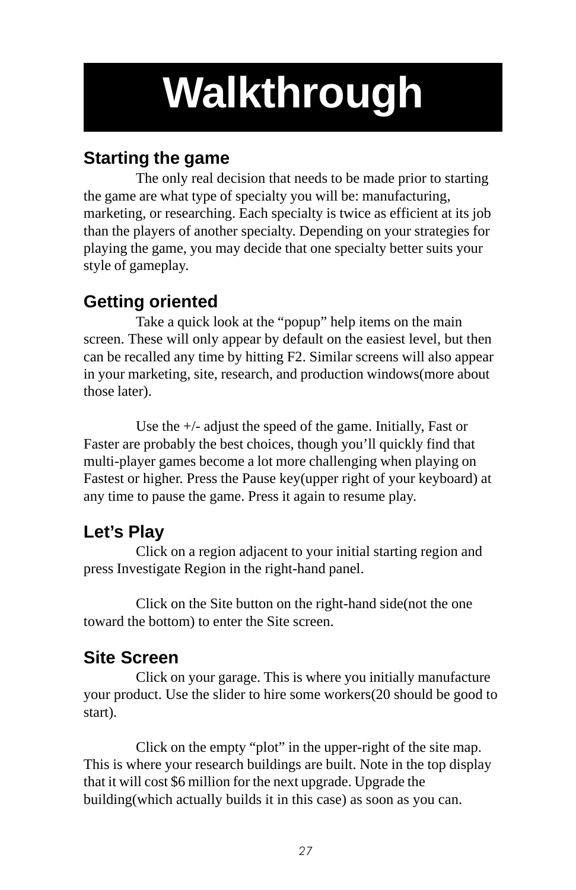# Walkthrough

## Starting the game

The only real decision that needs to be made prior to starting the game are what type of specialty you will be: manufacturing, marketing, or researching. Each specialty is twice as efficient at its job than the players of another specialty. Depending on your strategies for playing the game, you may decide that one specialty better suits your style of gameplay.

## Getting oriented

Take a quick look at the “popup” help items on the main screen. These will only appear by default on the easiest level, but then can be recalled any time by hitting F2. Similar screens will also appear in your marketing, site, research, and production windows(more about those later).

Use the +/- adjust the speed of the game. Initially, Fast or Faster are probably the best choices, though you’ll quickly find that multi-player games become a lot more challenging when playing on Fastest or higher. Press the Pause key(upper right of your keyboard) at any time to pause the game. Press it again to resume play.

## Let’s Play

Click on a region adjacent to your initial starting region and press Investigate Region in the right-hand panel.

Click on the Site button on the right-hand side(not the one toward the bottom) to enter the Site screen.

## Site Screen

Click on your garage. This is where you initially manufacture your product. Use the slider to hire some workers(20 should be good to start).

Click on the empty “plot” in the upper-right of the site map. This is where your research buildings are built. Note in the top display that it will cost $6 million for the next upgrade. Upgrade the building(which actually builds it in this case) as soon as you can.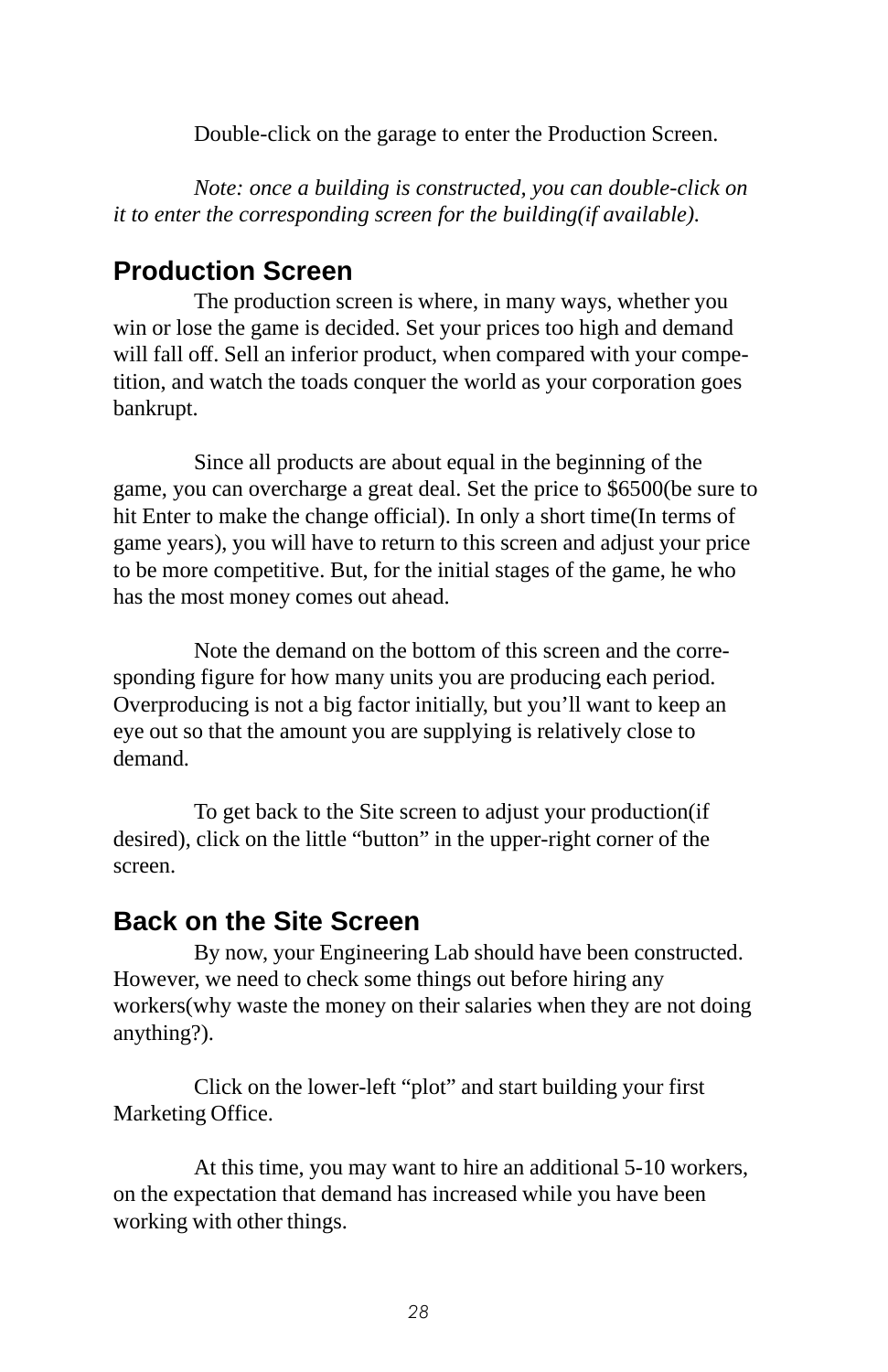Double-click on the garage to enter the Production Screen.

*Note: once a building is constructed, you can double-click on it to enter the corresponding screen for the building(if available).*

## Production Screen

The production screen is where, in many ways, whether you win or lose the game is decided. Set your prices too high and demand will fall off. Sell an inferior product, when compared with your competition, and watch the toads conquer the world as your corporation goes bankrupt.

Since all products are about equal in the beginning of the game, you can overcharge a great deal. Set the price to $6500(be sure to hit Enter to make the change official). In only a short time(In terms of game years), you will have to return to this screen and adjust your price to be more competitive. But, for the initial stages of the game, he who has the most money comes out ahead.

Note the demand on the bottom of this screen and the corresponding figure for how many units you are producing each period. Overproducing is not a big factor initially, but you'll want to keep an eye out so that the amount you are supplying is relatively close to demand.

To get back to the Site screen to adjust your production(if desired), click on the little "button" in the upper-right corner of the screen.

## Back on the Site Screen

By now, your Engineering Lab should have been constructed. However, we need to check some things out before hiring any workers(why waste the money on their salaries when they are not doing anything?).

Click on the lower-left "plot" and start building your first Marketing Office.

At this time, you may want to hire an additional 5-10 workers, on the expectation that demand has increased while you have been working with other things.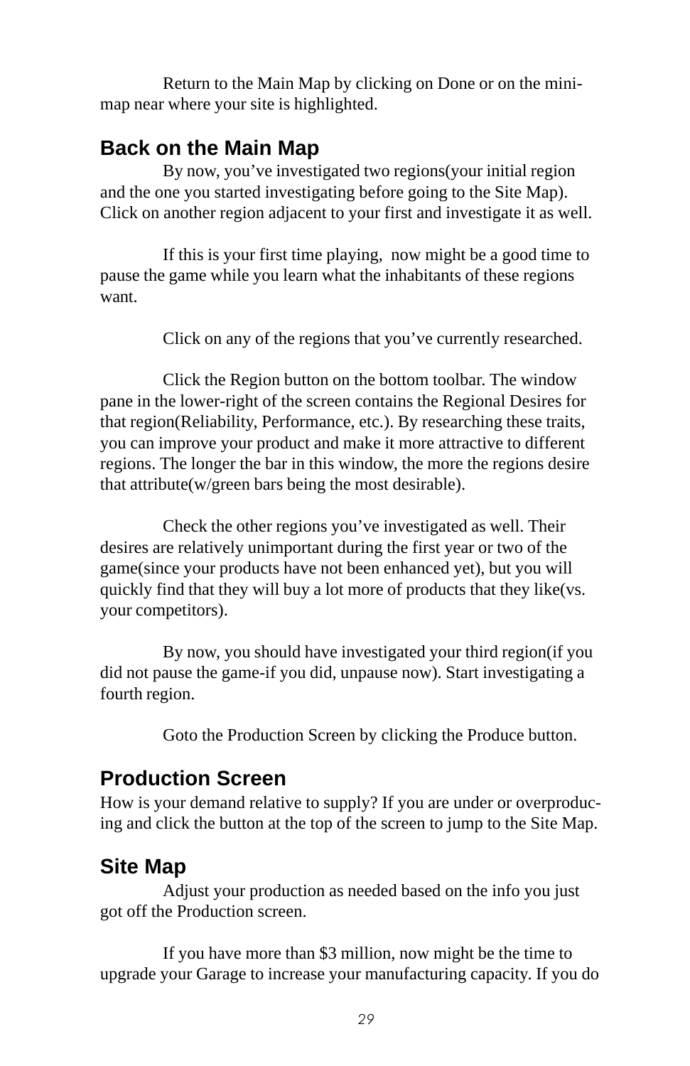Return to the Main Map by clicking on Done or on the mini-map near where your site is highlighted.

## Back on the Main Map

By now, you've investigated two regions(your initial region and the one you started investigating before going to the Site Map). Click on another region adjacent to your first and investigate it as well.

If this is your first time playing, now might be a good time to pause the game while you learn what the inhabitants of these regions want.

Click on any of the regions that you've currently researched.

Click the Region button on the bottom toolbar. The window pane in the lower-right of the screen contains the Regional Desires for that region(Reliability, Performance, etc.). By researching these traits, you can improve your product and make it more attractive to different regions. The longer the bar in this window, the more the regions desire that attribute(w/green bars being the most desirable).

Check the other regions you've investigated as well. Their desires are relatively unimportant during the first year or two of the game(since your products have not been enhanced yet), but you will quickly find that they will buy a lot more of products that they like(vs. your competitors).

By now, you should have investigated your third region(if you did not pause the game-if you did, unpause now). Start investigating a fourth region.

Goto the Production Screen by clicking the Produce button.

## Production Screen

How is your demand relative to supply? If you are under or overproducing and click the button at the top of the screen to jump to the Site Map.

## Site Map

Adjust your production as needed based on the info you just got off the Production screen.

If you have more than $3 million, now might be the time to upgrade your Garage to increase your manufacturing capacity. If you do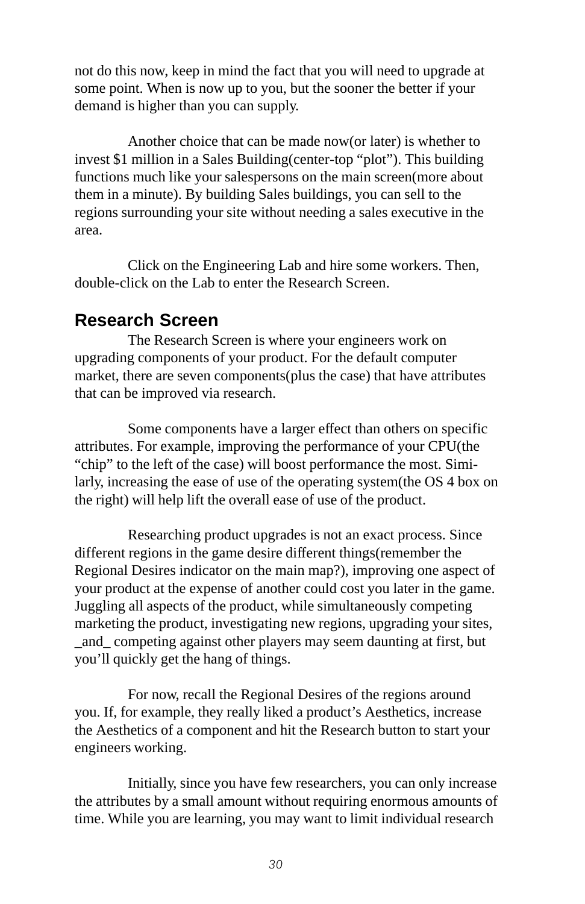not do this now, keep in mind the fact that you will need to upgrade at some point. When is now up to you, but the sooner the better if your demand is higher than you can supply.

Another choice that can be made now(or later) is whether to invest $1 million in a Sales Building(center-top “plot”). This building functions much like your salespersons on the main screen(more about them in a minute). By building Sales buildings, you can sell to the regions surrounding your site without needing a sales executive in the area.

Click on the Engineering Lab and hire some workers. Then, double-click on the Lab to enter the Research Screen.

## Research Screen

The Research Screen is where your engineers work on upgrading components of your product. For the default computer market, there are seven components(plus the case) that have attributes that can be improved via research.

Some components have a larger effect than others on specific attributes. For example, improving the performance of your CPU(the “chip” to the left of the case) will boost performance the most. Similarly, increasing the ease of use of the operating system(the OS 4 box on the right) will help lift the overall ease of use of the product.

Researching product upgrades is not an exact process. Since different regions in the game desire different things(remember the Regional Desires indicator on the main map?), improving one aspect of your product at the expense of another could cost you later in the game. Juggling all aspects of the product, while simultaneously competing marketing the product, investigating new regions, upgrading your sites, _and_ competing against other players may seem daunting at first, but you’ll quickly get the hang of things.

For now, recall the Regional Desires of the regions around you. If, for example, they really liked a product’s Aesthetics, increase the Aesthetics of a component and hit the Research button to start your engineers working.

Initially, since you have few researchers, you can only increase the attributes by a small amount without requiring enormous amounts of time. While you are learning, you may want to limit individual research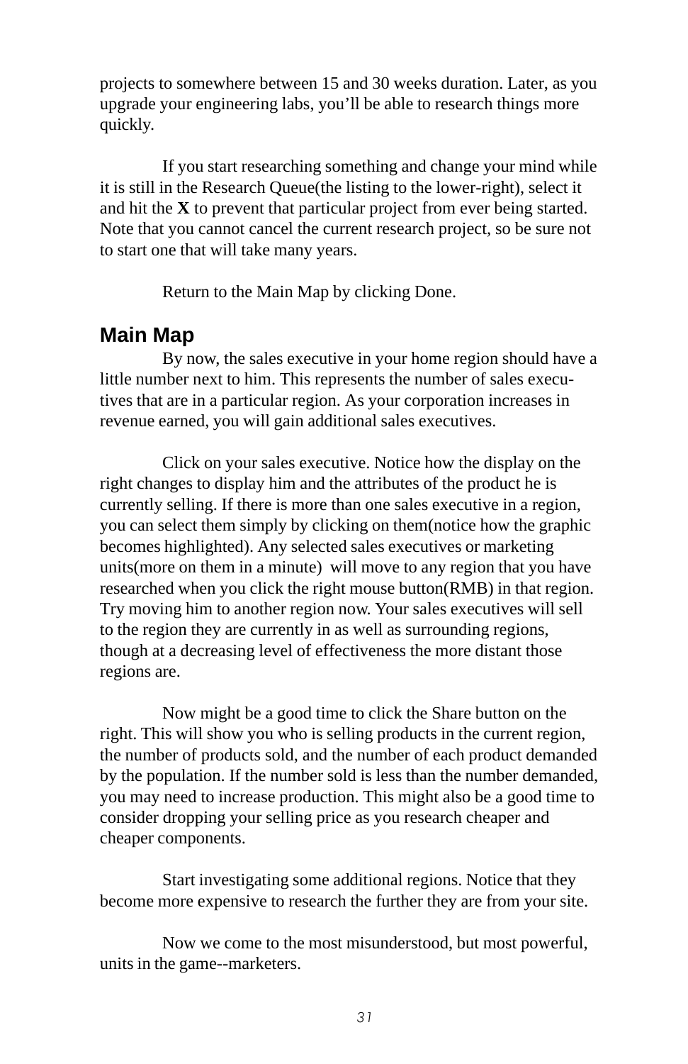projects to somewhere between 15 and 30 weeks duration. Later, as you upgrade your engineering labs, you'll be able to research things more quickly.

If you start researching something and change your mind while it is still in the Research Queue(the listing to the lower-right), select it and hit the **X** to prevent that particular project from ever being started. Note that you cannot cancel the current research project, so be sure not to start one that will take many years.

Return to the Main Map by clicking Done.

## Main Map

By now, the sales executive in your home region should have a little number next to him. This represents the number of sales executives that are in a particular region. As your corporation increases in revenue earned, you will gain additional sales executives.

Click on your sales executive. Notice how the display on the right changes to display him and the attributes of the product he is currently selling. If there is more than one sales executive in a region, you can select them simply by clicking on them(notice how the graphic becomes highlighted). Any selected sales executives or marketing units(more on them in a minute) will move to any region that you have researched when you click the right mouse button(RMB) in that region. Try moving him to another region now. Your sales executives will sell to the region they are currently in as well as surrounding regions, though at a decreasing level of effectiveness the more distant those regions are.

Now might be a good time to click the Share button on the right. This will show you who is selling products in the current region, the number of products sold, and the number of each product demanded by the population. If the number sold is less than the number demanded, you may need to increase production. This might also be a good time to consider dropping your selling price as you research cheaper and cheaper components.

Start investigating some additional regions. Notice that they become more expensive to research the further they are from your site.

Now we come to the most misunderstood, but most powerful, units in the game--marketers.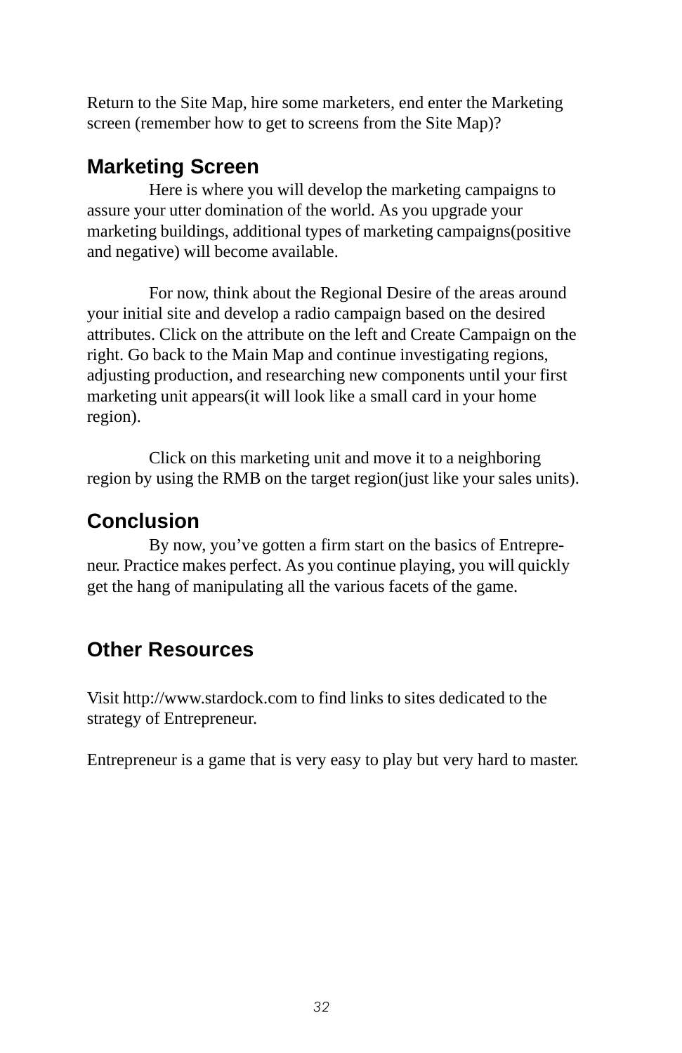Return to the Site Map, hire some marketers, end enter the Marketing screen (remember how to get to screens from the Site Map)?

## Marketing Screen

Here is where you will develop the marketing campaigns to assure your utter domination of the world. As you upgrade your marketing buildings, additional types of marketing campaigns(positive and negative) will become available.

For now, think about the Regional Desire of the areas around your initial site and develop a radio campaign based on the desired attributes. Click on the attribute on the left and Create Campaign on the right. Go back to the Main Map and continue investigating regions, adjusting production, and researching new components until your first marketing unit appears(it will look like a small card in your home region).

Click on this marketing unit and move it to a neighboring region by using the RMB on the target region(just like your sales units).

## Conclusion

By now, you've gotten a firm start on the basics of Entrepreneur. Practice makes perfect. As you continue playing, you will quickly get the hang of manipulating all the various facets of the game.

## Other Resources

Visit http://www.stardock.com to find links to sites dedicated to the strategy of Entrepreneur.

Entrepreneur is a game that is very easy to play but very hard to master.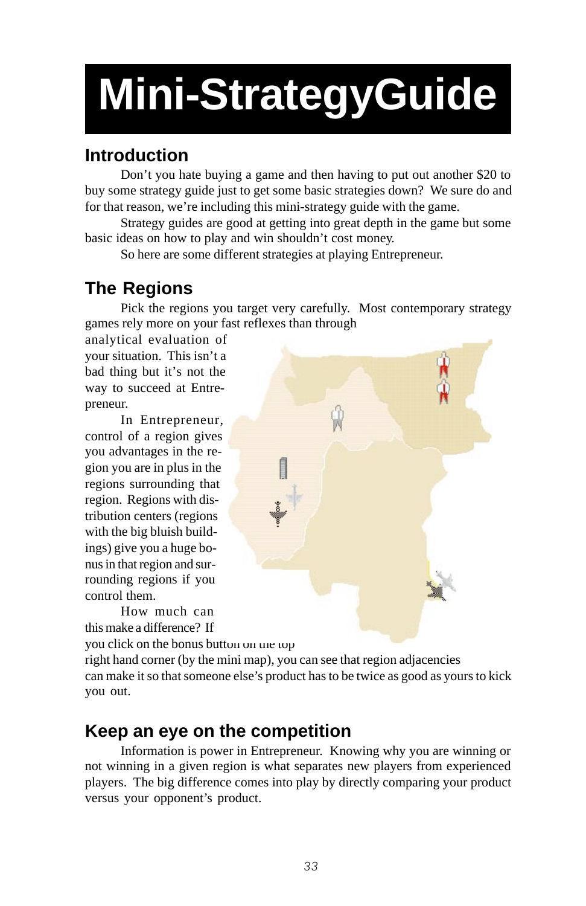# Mini-StrategyGuide

## Introduction

Don't you hate buying a game and then having to put out another $20 to buy some strategy guide just to get some basic strategies down? We sure do and for that reason, we're including this mini-strategy guide with the game.

Strategy guides are good at getting into great depth in the game but some basic ideas on how to play and win shouldn't cost money.

So here are some different strategies at playing Entrepreneur.

## The Regions

Pick the regions you target very carefully. Most contemporary strategy games rely more on your fast reflexes than through analytical evaluation of your situation. This isn't a bad thing but it's not the way to succeed at Entrepreneur.

In Entrepreneur, control of a region gives you advantages in the region you are in plus in the regions surrounding that region. Regions with distribution centers (regions with the big bluish buildings) give you a huge bonus in that region and surrounding regions if you control them.

How much can this make a difference? If you click on the bonus button on the top right hand corner (by the mini map), you can see that region adjacencies can make it so that someone else's product has to be twice as good as yours to kick you out.

## Keep an eye on the competition

Information is power in Entrepreneur. Knowing why you are winning or not winning in a given region is what separates new players from experienced players. The big difference comes into play by directly comparing your product versus your opponent's product.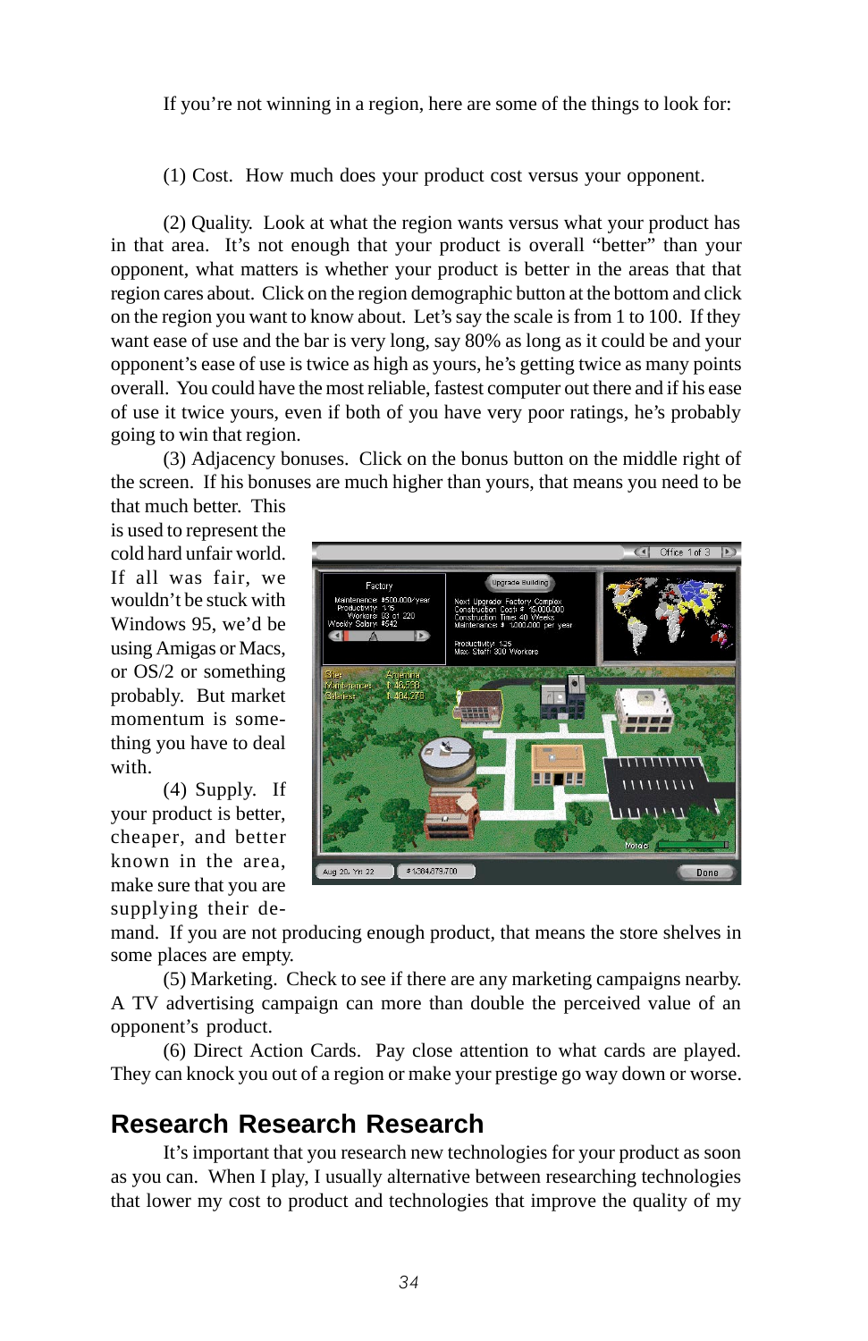If you're not winning in a region, here are some of the things to look for:

(1) Cost. How much does your product cost versus your opponent.

(2) Quality. Look at what the region wants versus what your product has in that area. It's not enough that your product is overall "better" than your opponent, what matters is whether your product is better in the areas that that region cares about. Click on the region demographic button at the bottom and click on the region you want to know about. Let's say the scale is from 1 to 100. If they want ease of use and the bar is very long, say 80% as long as it could be and your opponent's ease of use is twice as high as yours, he's getting twice as many points overall. You could have the most reliable, fastest computer out there and if his ease of use it twice yours, even if both of you have very poor ratings, he's probably going to win that region.

(3) Adjacency bonuses. Click on the bonus button on the middle right of the screen. If his bonuses are much higher than yours, that means you need to be that much better. This is used to represent the cold hard unfair world. If all was fair, we wouldn't be stuck with Windows 95, we'd be using Amigas or Macs, or OS/2 or something probably. But market momentum is something you have to deal with.

(4) Supply. If your product is better, cheaper, and better known in the area, make sure that you are supplying their demand. If you are not producing enough product, that means the store shelves in some places are empty.

(5) Marketing. Check to see if there are any marketing campaigns nearby. A TV advertising campaign can more than double the perceived value of an opponent's product.

(6) Direct Action Cards. Pay close attention to what cards are played. They can knock you out of a region or make your prestige go way down or worse.

## Research Research Research

It's important that you research new technologies for your product as soon as you can. When I play, I usually alternative between researching technologies that lower my cost to product and technologies that improve the quality of my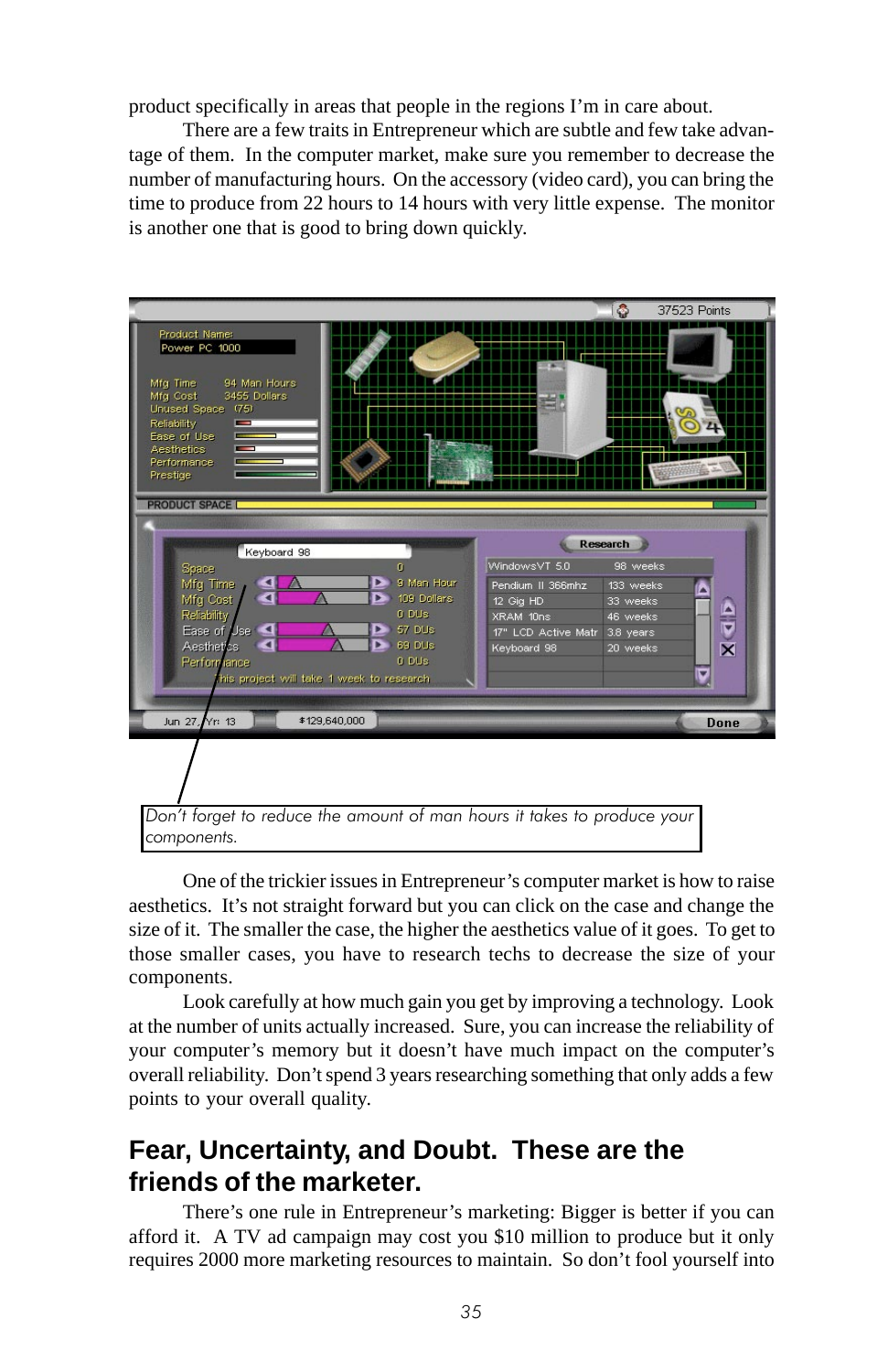product specifically in areas that people in the regions I'm in care about.

There are a few traits in Entrepreneur which are subtle and few take advantage of them. In the computer market, make sure you remember to decrease the number of manufacturing hours. On the accessory (video card), you can bring the time to produce from 22 hours to 14 hours with very little expense. The monitor is another one that is good to bring down quickly.

*Don't forget to reduce the amount of man hours it takes to produce your components.*

One of the trickier issues in Entrepreneur's computer market is how to raise aesthetics. It's not straight forward but you can click on the case and change the size of it. The smaller the case, the higher the aesthetics value of it goes. To get to those smaller cases, you have to research techs to decrease the size of your components.

Look carefully at how much gain you get by improving a technology. Look at the number of units actually increased. Sure, you can increase the reliability of your computer's memory but it doesn't have much impact on the computer's overall reliability. Don't spend 3 years researching something that only adds a few points to your overall quality.

## Fear, Uncertainty, and Doubt. These are the friends of the marketer.

There's one rule in Entrepreneur's marketing: Bigger is better if you can afford it. A TV ad campaign may cost you $10 million to produce but it only requires 2000 more marketing resources to maintain. So don't fool yourself into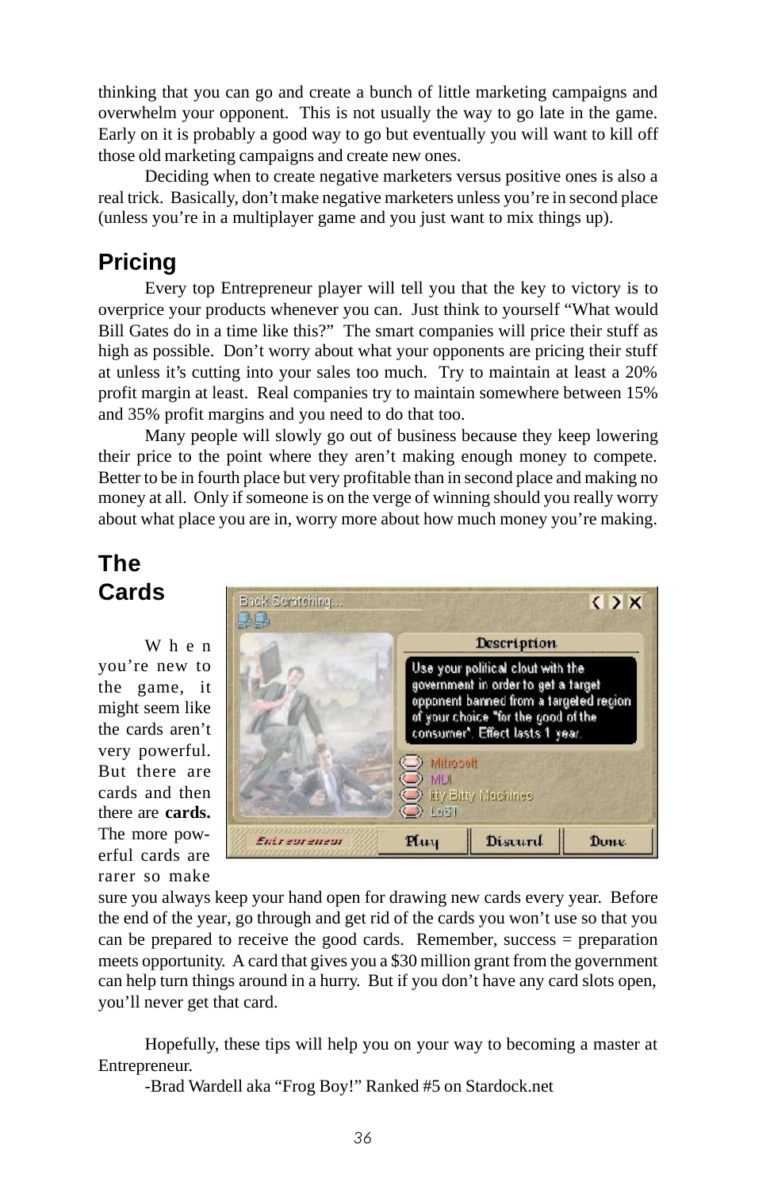thinking that you can go and create a bunch of little marketing campaigns and overwhelm your opponent. This is not usually the way to go late in the game. Early on it is probably a good way to go but eventually you will want to kill off those old marketing campaigns and create new ones.

Deciding when to create negative marketers versus positive ones is also a real trick. Basically, don't make negative marketers unless you're in second place (unless you're in a multiplayer game and you just want to mix things up).

## Pricing

Every top Entrepreneur player will tell you that the key to victory is to overprice your products whenever you can. Just think to yourself "What would Bill Gates do in a time like this?" The smart companies will price their stuff as high as possible. Don't worry about what your opponents are pricing their stuff at unless it's cutting into your sales too much. Try to maintain at least a 20% profit margin at least. Real companies try to maintain somewhere between 15% and 35% profit margins and you need to do that too.

Many people will slowly go out of business because they keep lowering their price to the point where they aren't making enough money to compete. Better to be in fourth place but very profitable than in second place and making no money at all. Only if someone is on the verge of winning should you really worry about what place you are in, worry more about how much money you're making.

## The Cards

When you're new to the game, it might seem like the cards aren't very powerful. But there are cards and then there are **cards.** The more powerful cards are rarer so make sure you always keep your hand open for drawing new cards every year. Before the end of the year, go through and get rid of the cards you won't use so that you can be prepared to receive the good cards. Remember, success = preparation meets opportunity. A card that gives you a $30 million grant from the government can help turn things around in a hurry. But if you don't have any card slots open, you'll never get that card.

Hopefully, these tips will help you on your way to becoming a master at Entrepreneur.

-Brad Wardell aka "Frog Boy!" Ranked #5 on Stardock.net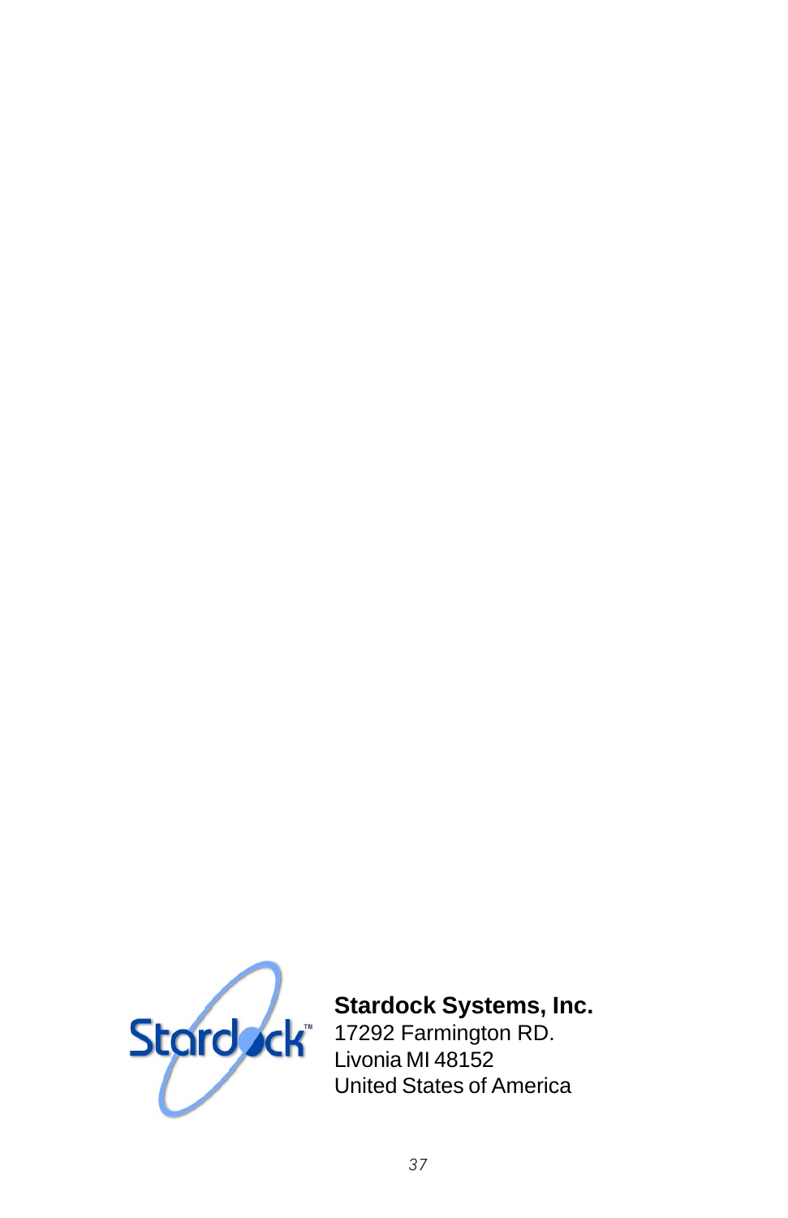**Stardock Systems, Inc.**
17292 Farmington RD.
Livonia MI 48152
United States of America